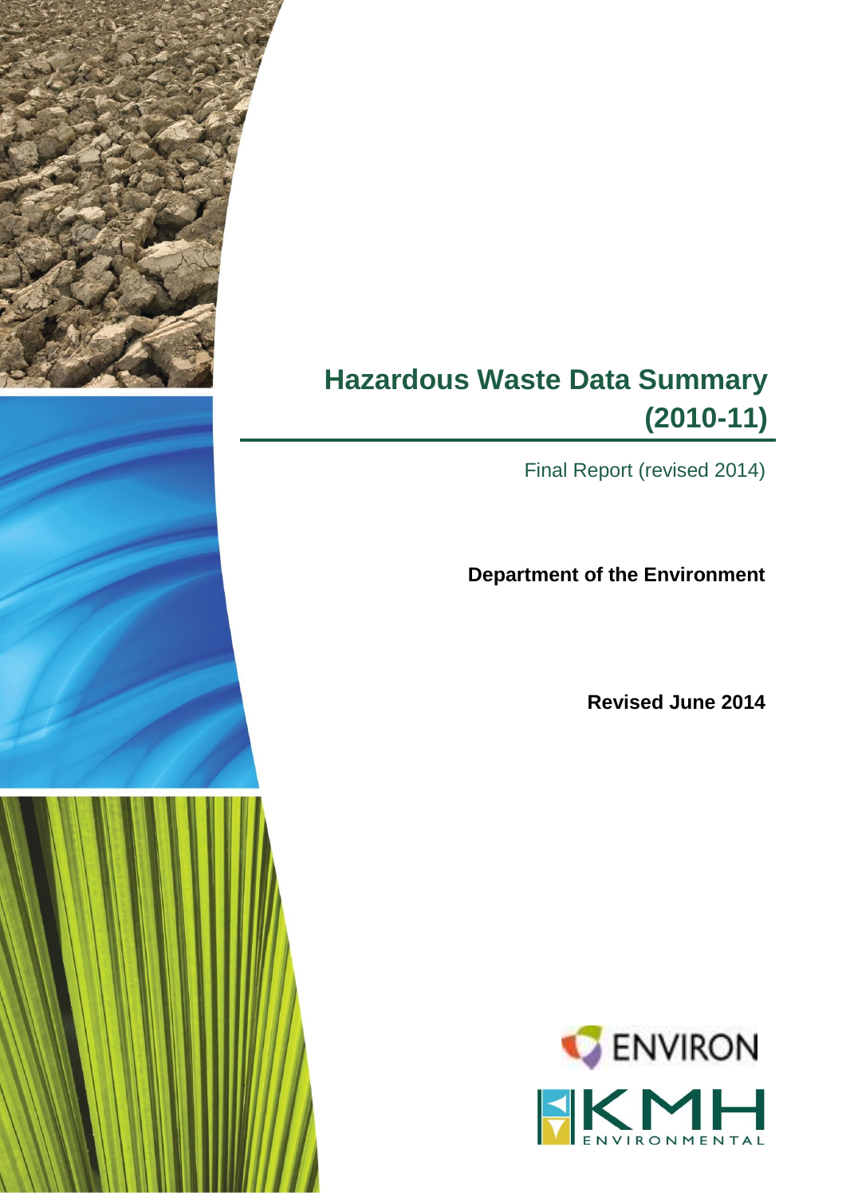# Hazardous Waste Data Summary (2010-11)

Final Report (revised 2014)

**Department of the Environment**

**Revised June 2014**

ENVIRON

KMH ENVIRONMENTAL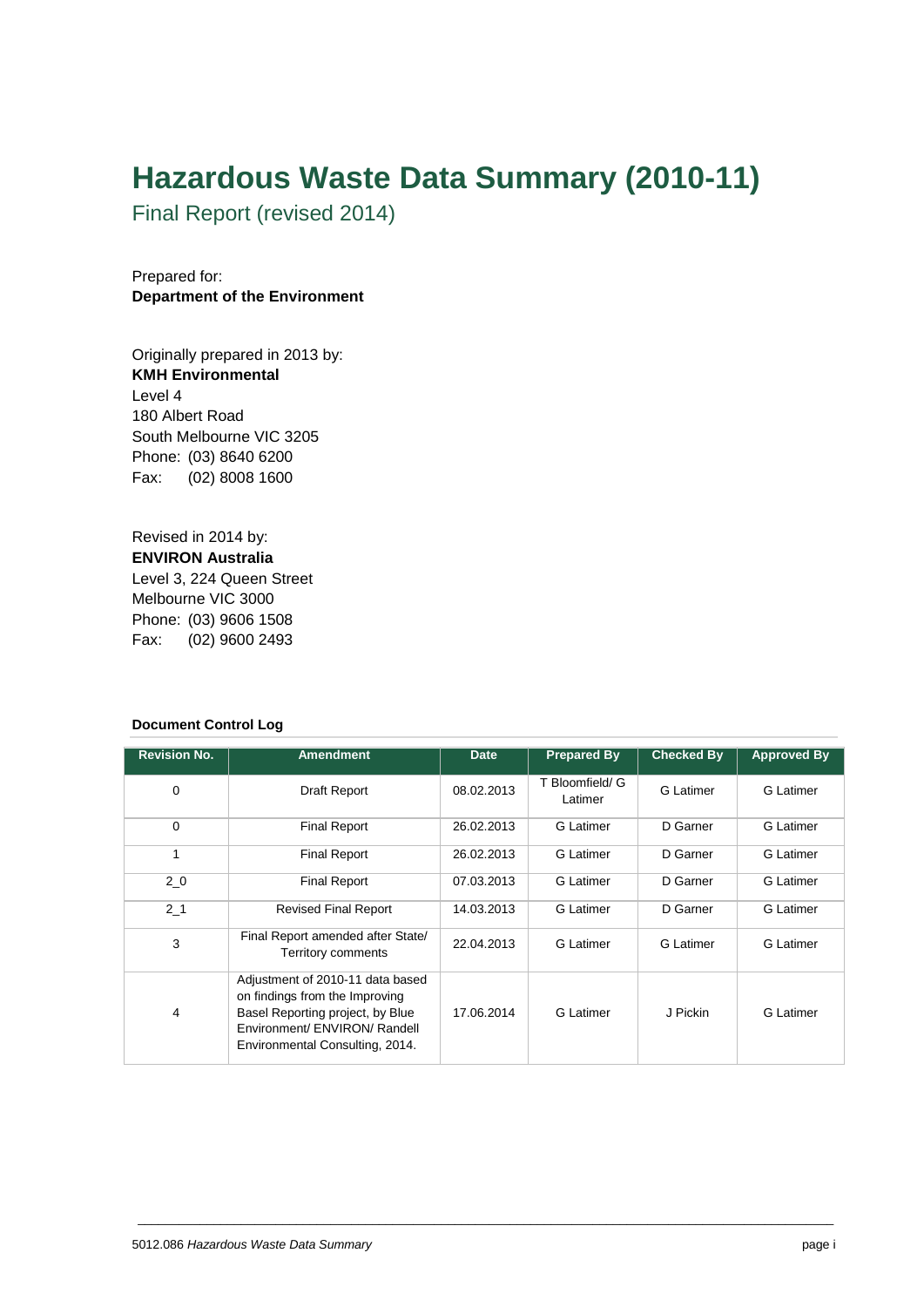# Hazardous Waste Data Summary (2010-11)

Final Report (revised 2014)

Prepared for:
**Department of the Environment**

Originally prepared in 2013 by:
**KMH Environmental**
Level 4
180 Albert Road
South Melbourne VIC 3205
Phone: (03) 8640 6200
Fax: (02) 8008 1600

Revised in 2014 by:
**ENVIRON Australia**
Level 3, 224 Queen Street
Melbourne VIC 3000
Phone: (03) 9606 1508
Fax: (02) 9600 2493

**Document Control Log**

| Revision No. | Amendment | Date | Prepared By | Checked By | Approved By |
|---|---|---|---|---|---|
| 0 | Draft Report | 08.02.2013 | T Bloomfield/ G Latimer | G Latimer | G Latimer |
| 0 | Final Report | 26.02.2013 | G Latimer | D Garner | G Latimer |
| 1 | Final Report | 26.02.2013 | G Latimer | D Garner | G Latimer |
| 2_0 | Final Report | 07.03.2013 | G Latimer | D Garner | G Latimer |
| 2_1 | Revised Final Report | 14.03.2013 | G Latimer | D Garner | G Latimer |
| 3 | Final Report amended after State/ Territory comments | 22.04.2013 | G Latimer | G Latimer | G Latimer |
| 4 | Adjustment of 2010-11 data based on findings from the Improving Basel Reporting project, by Blue Environment/ ENVIRON/ Randell Environmental Consulting, 2014. | 17.06.2014 | G Latimer | J Pickin | G Latimer |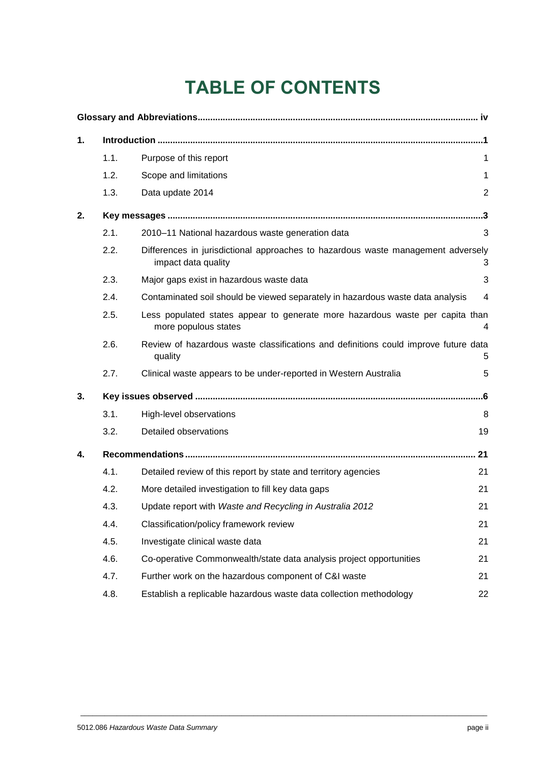# TABLE OF CONTENTS

**Glossary and Abbreviations** .......... iv

**1. Introduction** .......... 1

- 1.1. Purpose of this report .......... 1
- 1.2. Scope and limitations .......... 1
- 1.3. Data update 2014 .......... 2

**2. Key messages** .......... 3

- 2.1. 2010–11 National hazardous waste generation data .......... 3
- 2.2. Differences in jurisdictional approaches to hazardous waste management adversely impact data quality .......... 3
- 2.3. Major gaps exist in hazardous waste data .......... 3
- 2.4. Contaminated soil should be viewed separately in hazardous waste data analysis .......... 4
- 2.5. Less populated states appear to generate more hazardous waste per capita than more populous states .......... 4
- 2.6. Review of hazardous waste classifications and definitions could improve future data quality .......... 5
- 2.7. Clinical waste appears to be under-reported in Western Australia .......... 5

**3. Key issues observed** .......... 6

- 3.1. High-level observations .......... 8
- 3.2. Detailed observations .......... 19

**4. Recommendations** .......... 21

- 4.1. Detailed review of this report by state and territory agencies .......... 21
- 4.2. More detailed investigation to fill key data gaps .......... 21
- 4.3. Update report with *Waste and Recycling in Australia 2012* .......... 21
- 4.4. Classification/policy framework review .......... 21
- 4.5. Investigate clinical waste data .......... 21
- 4.6. Co-operative Commonwealth/state data analysis project opportunities .......... 21
- 4.7. Further work on the hazardous component of C&I waste .......... 21
- 4.8. Establish a replicable hazardous waste data collection methodology .......... 22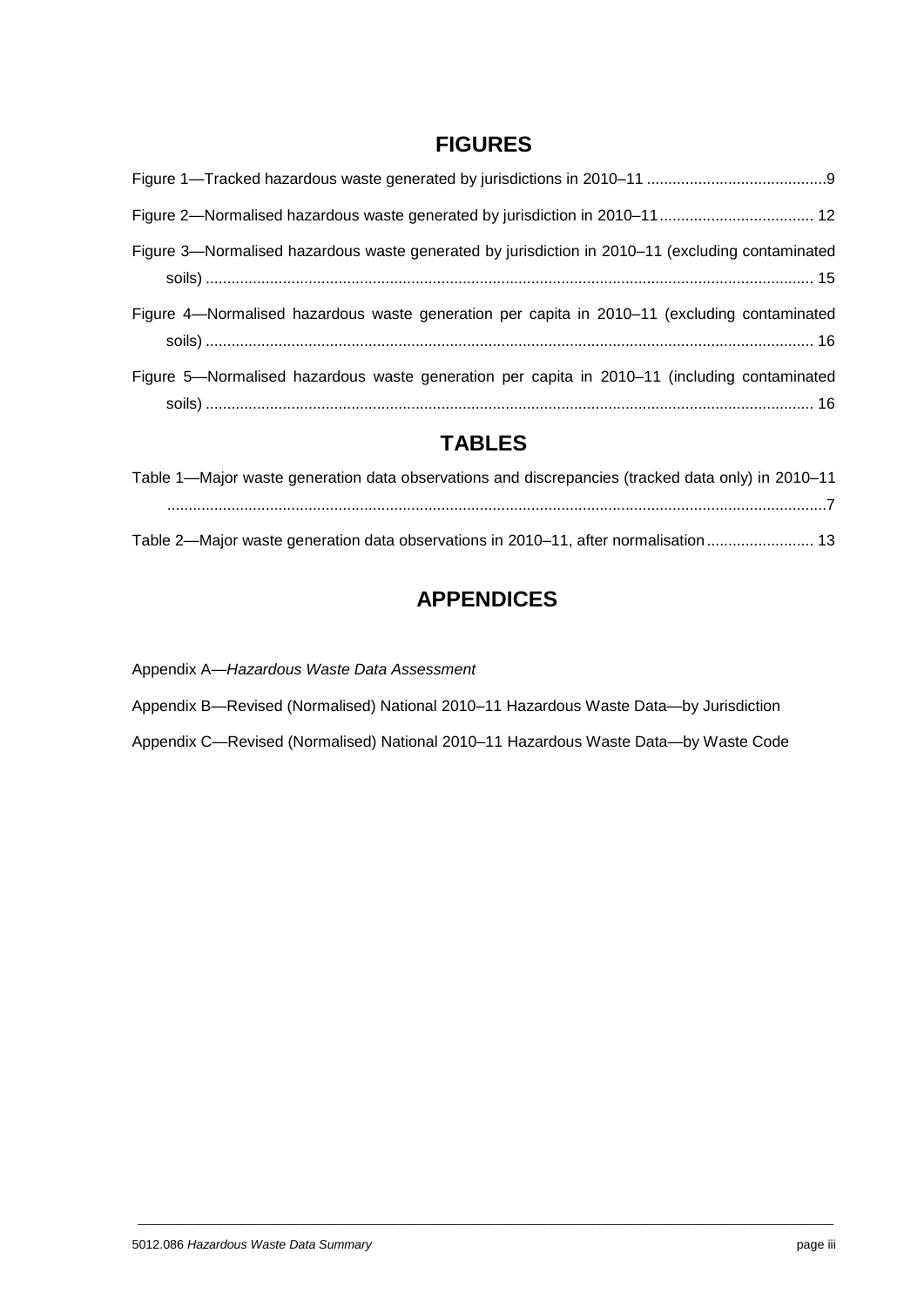## FIGURES

Figure 1—Tracked hazardous waste generated by jurisdictions in 2010–11 ..........................................9

Figure 2—Normalised hazardous waste generated by jurisdiction in 2010–11 .................................... 12

Figure 3—Normalised hazardous waste generated by jurisdiction in 2010–11 (excluding contaminated soils) ............................................................................................................................................ 15

Figure 4—Normalised hazardous waste generation per capita in 2010–11 (excluding contaminated soils) ............................................................................................................................................ 16

Figure 5—Normalised hazardous waste generation per capita in 2010–11 (including contaminated soils) ............................................................................................................................................ 16

## TABLES

Table 1—Major waste generation data observations and discrepancies (tracked data only) in 2010–11 .......................................................................................................................................................7

Table 2—Major waste generation data observations in 2010–11, after normalisation ......................... 13

## APPENDICES

Appendix A—*Hazardous Waste Data Assessment*

Appendix B—Revised (Normalised) National 2010–11 Hazardous Waste Data—by Jurisdiction

Appendix C—Revised (Normalised) National 2010–11 Hazardous Waste Data—by Waste Code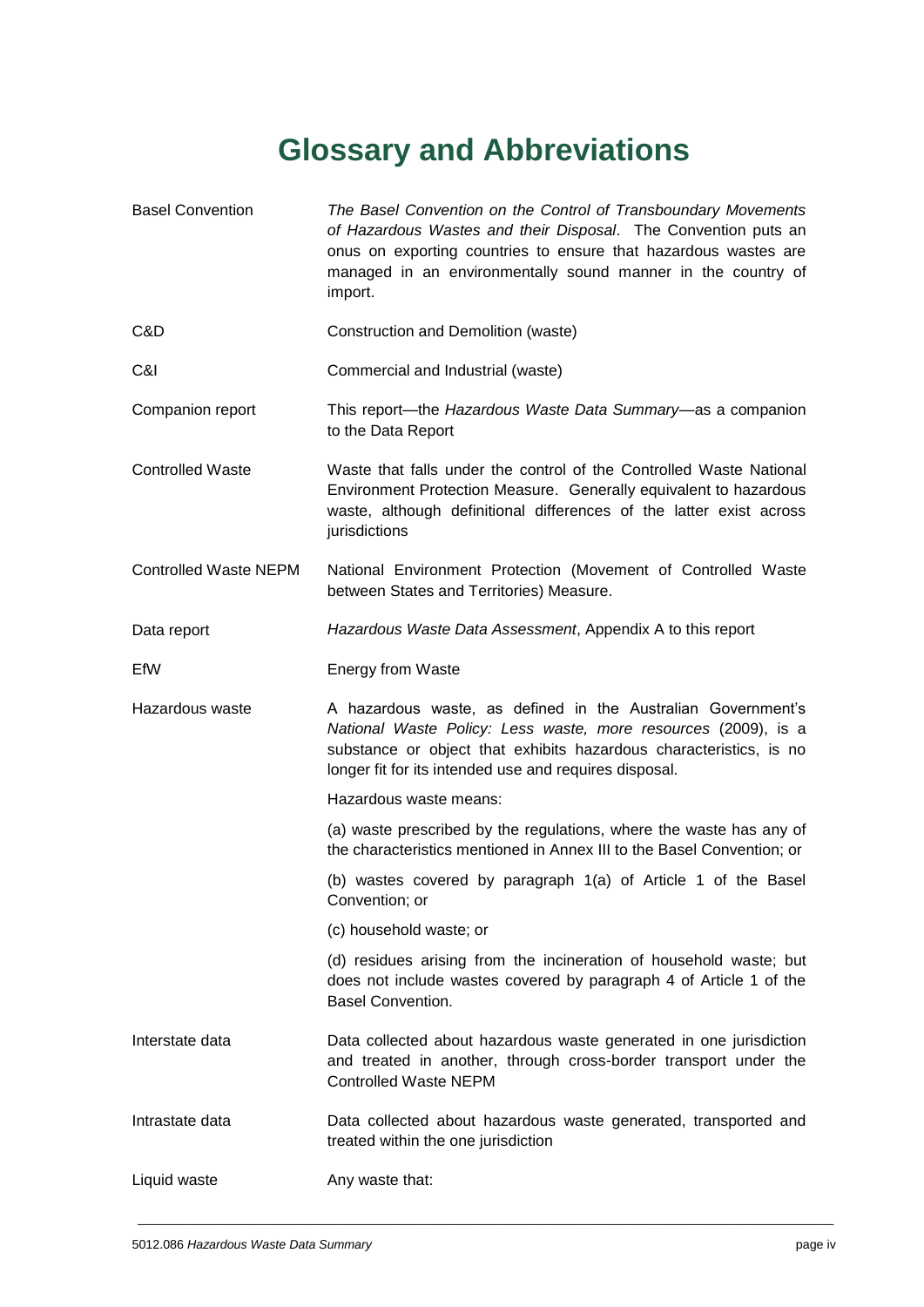# Glossary and Abbreviations

| | |
|---|---|
| Basel Convention | *The Basel Convention on the Control of Transboundary Movements of Hazardous Wastes and their Disposal*. The Convention puts an onus on exporting countries to ensure that hazardous wastes are managed in an environmentally sound manner in the country of import. |
| C&D | Construction and Demolition (waste) |
| C&I | Commercial and Industrial (waste) |
| Companion report | This report—the *Hazardous Waste Data Summary*—as a companion to the Data Report |
| Controlled Waste | Waste that falls under the control of the Controlled Waste National Environment Protection Measure. Generally equivalent to hazardous waste, although definitional differences of the latter exist across jurisdictions |
| Controlled Waste NEPM | National Environment Protection (Movement of Controlled Waste between States and Territories) Measure. |
| Data report | *Hazardous Waste Data Assessment*, Appendix A to this report |
| EfW | Energy from Waste |
| Hazardous waste | A hazardous waste, as defined in the Australian Government's *National Waste Policy: Less waste, more resources* (2009), is a substance or object that exhibits hazardous characteristics, is no longer fit for its intended use and requires disposal.<br><br>Hazardous waste means:<br><br>(a) waste prescribed by the regulations, where the waste has any of the characteristics mentioned in Annex III to the Basel Convention; or<br><br>(b) wastes covered by paragraph 1(a) of Article 1 of the Basel Convention; or<br><br>(c) household waste; or<br><br>(d) residues arising from the incineration of household waste; but does not include wastes covered by paragraph 4 of Article 1 of the Basel Convention. |
| Interstate data | Data collected about hazardous waste generated in one jurisdiction and treated in another, through cross-border transport under the Controlled Waste NEPM |
| Intrastate data | Data collected about hazardous waste generated, transported and treated within the one jurisdiction |
| Liquid waste | Any waste that: |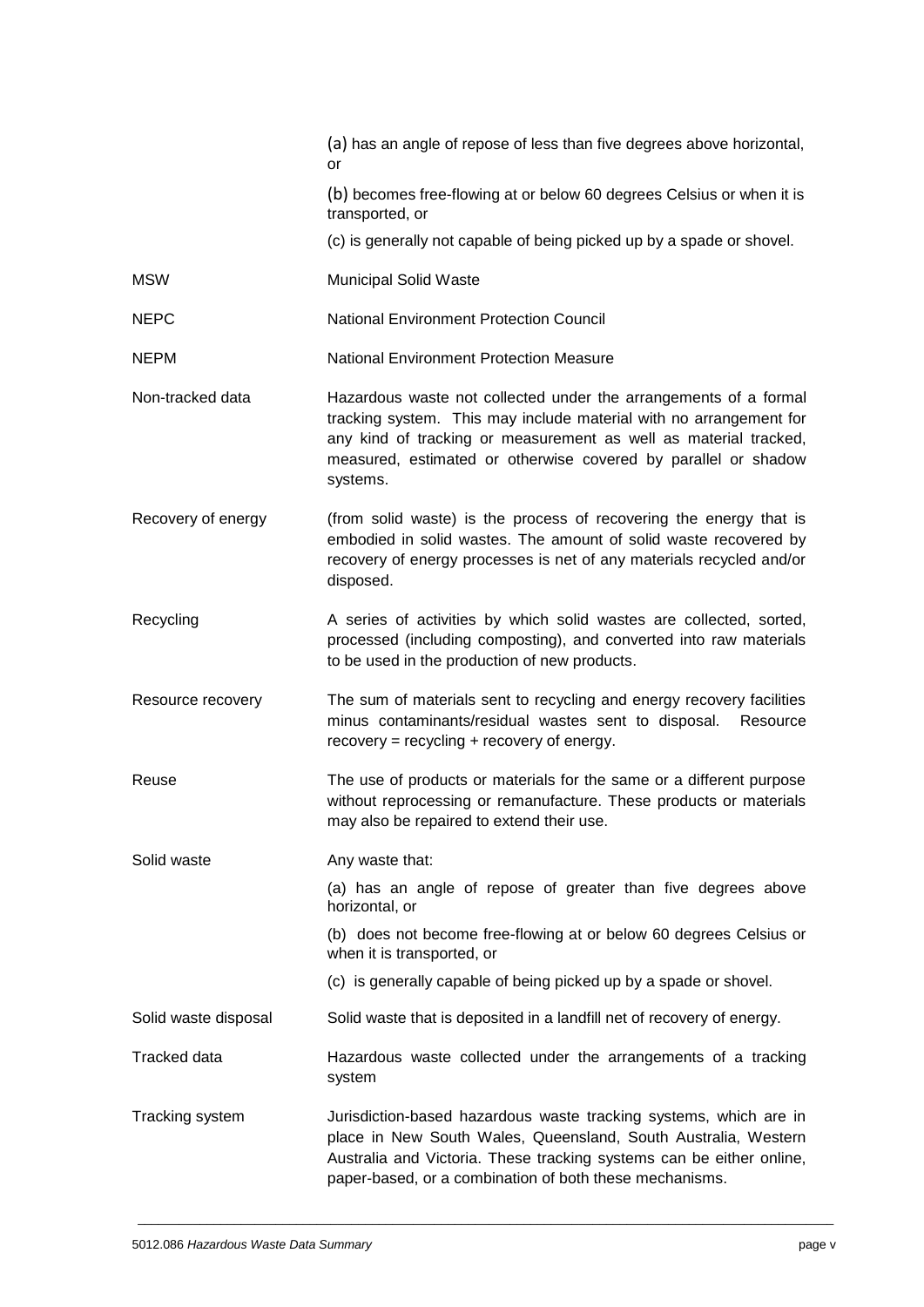| | |
|---|---|
| | (a) has an angle of repose of less than five degrees above horizontal, or |
| | (b) becomes free-flowing at or below 60 degrees Celsius or when it is transported, or |
| | (c) is generally not capable of being picked up by a spade or shovel. |
| MSW | Municipal Solid Waste |
| NEPC | National Environment Protection Council |
| NEPM | National Environment Protection Measure |
| Non-tracked data | Hazardous waste not collected under the arrangements of a formal tracking system. This may include material with no arrangement for any kind of tracking or measurement as well as material tracked, measured, estimated or otherwise covered by parallel or shadow systems. |
| Recovery of energy | (from solid waste) is the process of recovering the energy that is embodied in solid wastes. The amount of solid waste recovered by recovery of energy processes is net of any materials recycled and/or disposed. |
| Recycling | A series of activities by which solid wastes are collected, sorted, processed (including composting), and converted into raw materials to be used in the production of new products. |
| Resource recovery | The sum of materials sent to recycling and energy recovery facilities minus contaminants/residual wastes sent to disposal. Resource recovery = recycling + recovery of energy. |
| Reuse | The use of products or materials for the same or a different purpose without reprocessing or remanufacture. These products or materials may also be repaired to extend their use. |
| Solid waste | Any waste that: |
| | (a) has an angle of repose of greater than five degrees above horizontal, or |
| | (b) does not become free-flowing at or below 60 degrees Celsius or when it is transported, or |
| | (c) is generally capable of being picked up by a spade or shovel. |
| Solid waste disposal | Solid waste that is deposited in a landfill net of recovery of energy. |
| Tracked data | Hazardous waste collected under the arrangements of a tracking system |
| Tracking system | Jurisdiction-based hazardous waste tracking systems, which are in place in New South Wales, Queensland, South Australia, Western Australia and Victoria. These tracking systems can be either online, paper-based, or a combination of both these mechanisms. |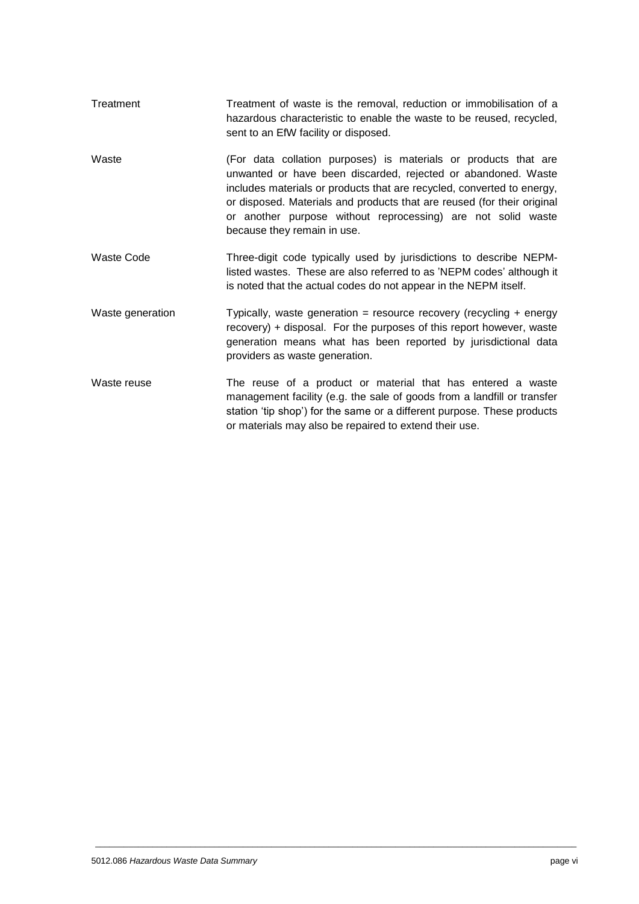| | |
|---|---|
| Treatment | Treatment of waste is the removal, reduction or immobilisation of a hazardous characteristic to enable the waste to be reused, recycled, sent to an EfW facility or disposed. |
| Waste | (For data collation purposes) is materials or products that are unwanted or have been discarded, rejected or abandoned. Waste includes materials or products that are recycled, converted to energy, or disposed. Materials and products that are reused (for their original or another purpose without reprocessing) are not solid waste because they remain in use. |
| Waste Code | Three-digit code typically used by jurisdictions to describe NEPM-listed wastes. These are also referred to as 'NEPM codes' although it is noted that the actual codes do not appear in the NEPM itself. |
| Waste generation | Typically, waste generation = resource recovery (recycling + energy recovery) + disposal. For the purposes of this report however, waste generation means what has been reported by jurisdictional data providers as waste generation. |
| Waste reuse | The reuse of a product or material that has entered a waste management facility (e.g. the sale of goods from a landfill or transfer station 'tip shop') for the same or a different purpose. These products or materials may also be repaired to extend their use. |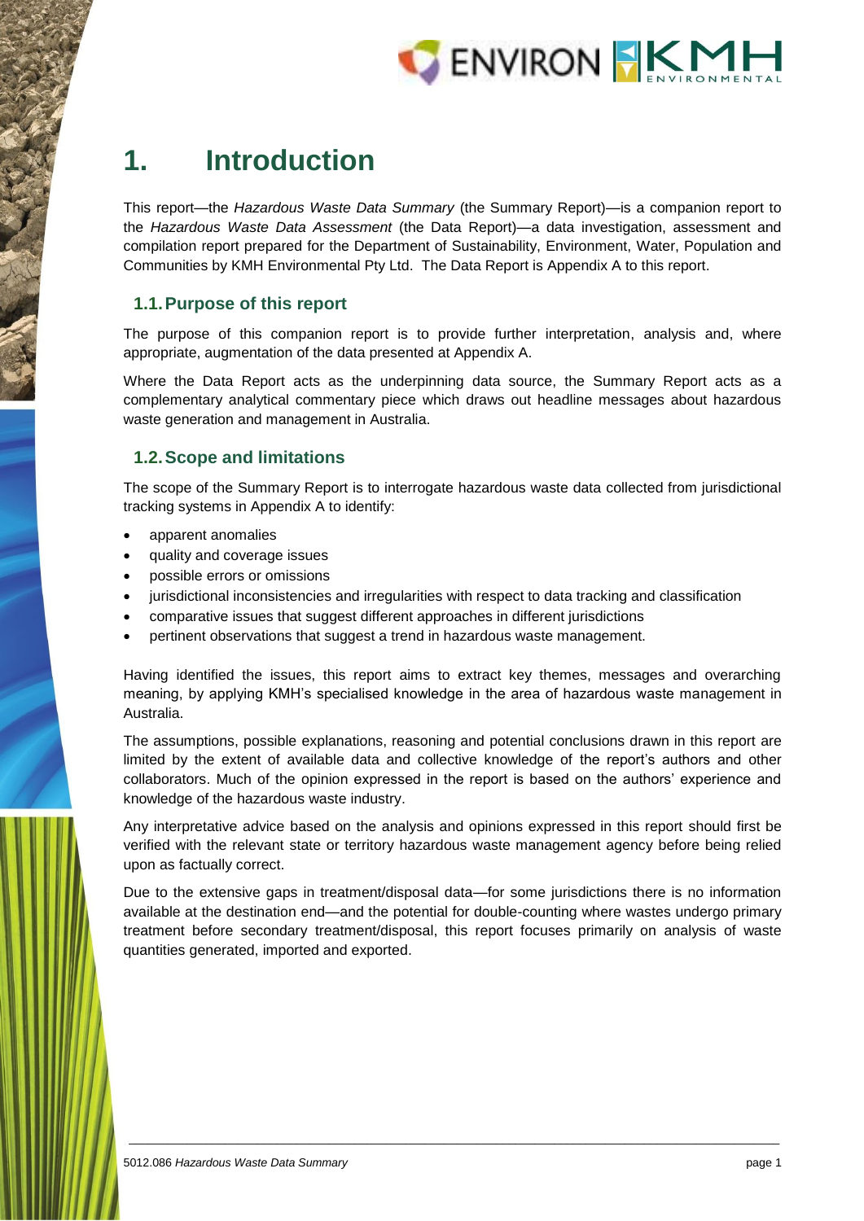# 1. Introduction

This report—the *Hazardous Waste Data Summary* (the Summary Report)—is a companion report to the *Hazardous Waste Data Assessment* (the Data Report)—a data investigation, assessment and compilation report prepared for the Department of Sustainability, Environment, Water, Population and Communities by KMH Environmental Pty Ltd. The Data Report is Appendix A to this report.

## 1.1. Purpose of this report

The purpose of this companion report is to provide further interpretation, analysis and, where appropriate, augmentation of the data presented at Appendix A.

Where the Data Report acts as the underpinning data source, the Summary Report acts as a complementary analytical commentary piece which draws out headline messages about hazardous waste generation and management in Australia.

## 1.2. Scope and limitations

The scope of the Summary Report is to interrogate hazardous waste data collected from jurisdictional tracking systems in Appendix A to identify:

- apparent anomalies
- quality and coverage issues
- possible errors or omissions
- jurisdictional inconsistencies and irregularities with respect to data tracking and classification
- comparative issues that suggest different approaches in different jurisdictions
- pertinent observations that suggest a trend in hazardous waste management.

Having identified the issues, this report aims to extract key themes, messages and overarching meaning, by applying KMH's specialised knowledge in the area of hazardous waste management in Australia.

The assumptions, possible explanations, reasoning and potential conclusions drawn in this report are limited by the extent of available data and collective knowledge of the report's authors and other collaborators. Much of the opinion expressed in the report is based on the authors' experience and knowledge of the hazardous waste industry.

Any interpretative advice based on the analysis and opinions expressed in this report should first be verified with the relevant state or territory hazardous waste management agency before being relied upon as factually correct.

Due to the extensive gaps in treatment/disposal data—for some jurisdictions there is no information available at the destination end—and the potential for double-counting where wastes undergo primary treatment before secondary treatment/disposal, this report focuses primarily on analysis of waste quantities generated, imported and exported.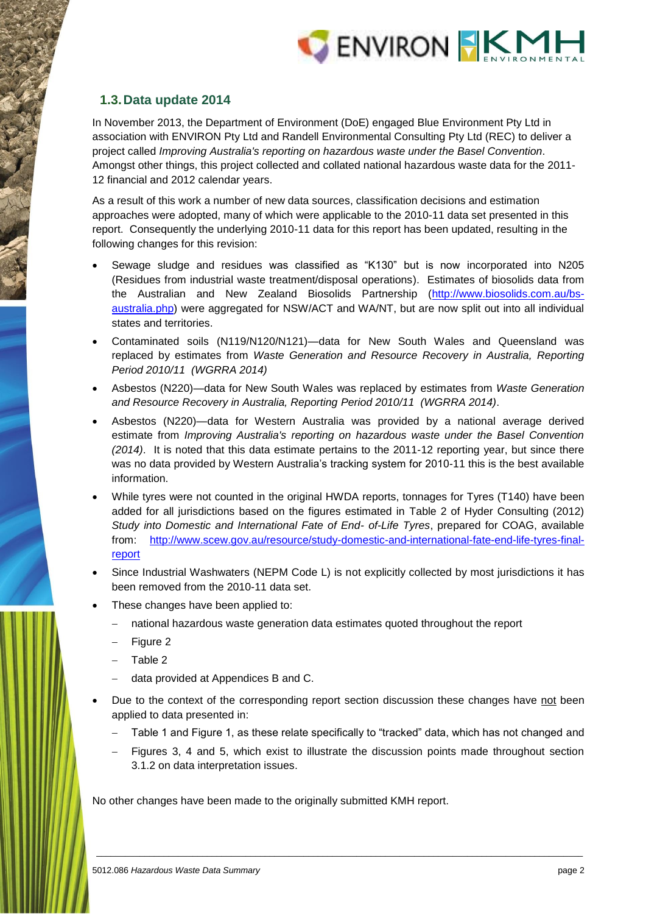## 1.3. Data update 2014

In November 2013, the Department of Environment (DoE) engaged Blue Environment Pty Ltd in association with ENVIRON Pty Ltd and Randell Environmental Consulting Pty Ltd (REC) to deliver a project called *Improving Australia's reporting on hazardous waste under the Basel Convention*. Amongst other things, this project collected and collated national hazardous waste data for the 2011-12 financial and 2012 calendar years.

As a result of this work a number of new data sources, classification decisions and estimation approaches were adopted, many of which were applicable to the 2010-11 data set presented in this report. Consequently the underlying 2010-11 data for this report has been updated, resulting in the following changes for this revision:

- Sewage sludge and residues was classified as "K130" but is now incorporated into N205 (Residues from industrial waste treatment/disposal operations). Estimates of biosolids data from the Australian and New Zealand Biosolids Partnership (http://www.biosolids.com.au/bs-australia.php) were aggregated for NSW/ACT and WA/NT, but are now split out into all individual states and territories.
- Contaminated soils (N119/N120/N121)—data for New South Wales and Queensland was replaced by estimates from *Waste Generation and Resource Recovery in Australia, Reporting Period 2010/11 (WGRRA 2014)*
- Asbestos (N220)—data for New South Wales was replaced by estimates from *Waste Generation and Resource Recovery in Australia, Reporting Period 2010/11 (WGRRA 2014)*.
- Asbestos (N220)—data for Western Australia was provided by a national average derived estimate from *Improving Australia's reporting on hazardous waste under the Basel Convention (2014)*. It is noted that this data estimate pertains to the 2011-12 reporting year, but since there was no data provided by Western Australia's tracking system for 2010-11 this is the best available information.
- While tyres were not counted in the original HWDA reports, tonnages for Tyres (T140) have been added for all jurisdictions based on the figures estimated in Table 2 of Hyder Consulting (2012) *Study into Domestic and International Fate of End- of-Life Tyres*, prepared for COAG, available from: http://www.scew.gov.au/resource/study-domestic-and-international-fate-end-life-tyres-final-report
- Since Industrial Washwaters (NEPM Code L) is not explicitly collected by most jurisdictions it has been removed from the 2010-11 data set.
- These changes have been applied to:
  - national hazardous waste generation data estimates quoted throughout the report
  - Figure 2
  - Table 2
  - data provided at Appendices B and C.
- Due to the context of the corresponding report section discussion these changes have not been applied to data presented in:
  - Table 1 and Figure 1, as these relate specifically to "tracked" data, which has not changed and
  - Figures 3, 4 and 5, which exist to illustrate the discussion points made throughout section 3.1.2 on data interpretation issues.

No other changes have been made to the originally submitted KMH report.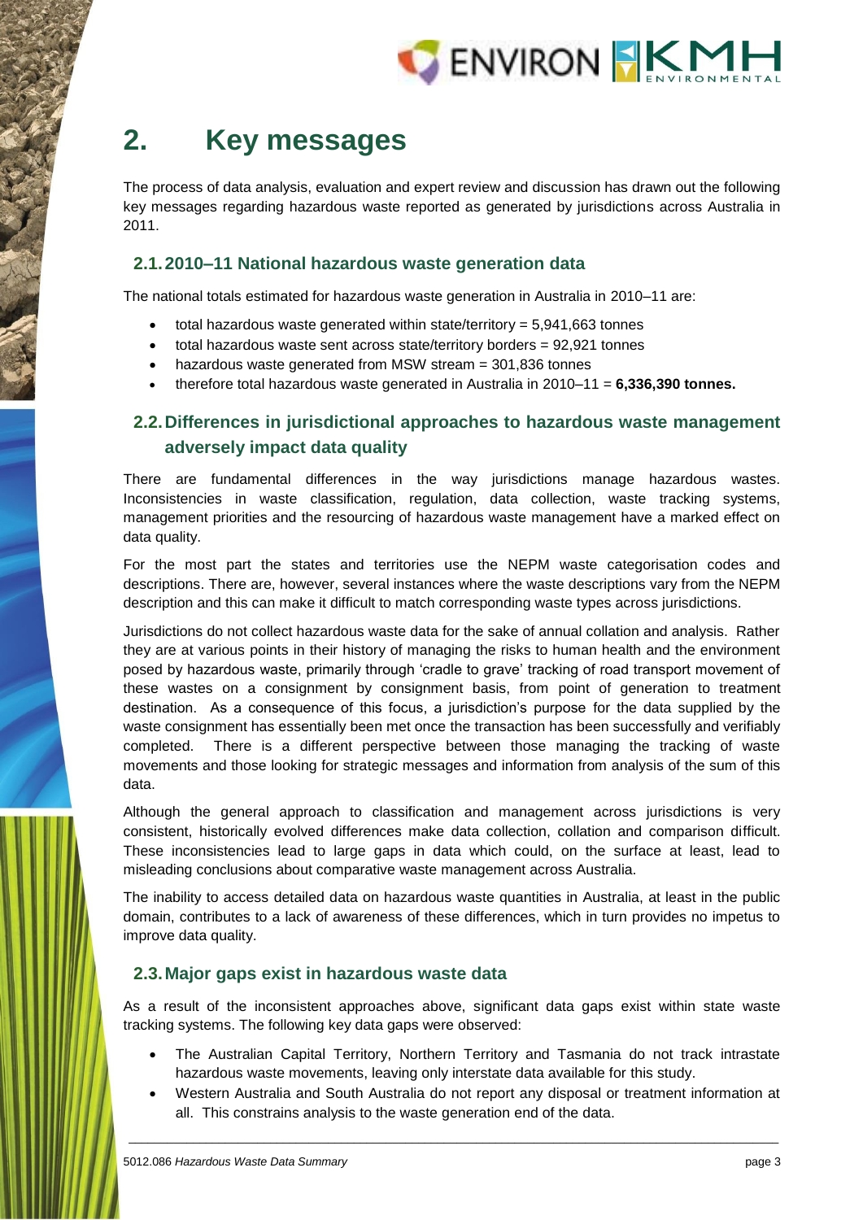# 2. Key messages

The process of data analysis, evaluation and expert review and discussion has drawn out the following key messages regarding hazardous waste reported as generated by jurisdictions across Australia in 2011.

## 2.1. 2010–11 National hazardous waste generation data

The national totals estimated for hazardous waste generation in Australia in 2010–11 are:

- total hazardous waste generated within state/territory = 5,941,663 tonnes
- total hazardous waste sent across state/territory borders = 92,921 tonnes
- hazardous waste generated from MSW stream = 301,836 tonnes
- therefore total hazardous waste generated in Australia in 2010–11 = **6,336,390 tonnes.**

## 2.2. Differences in jurisdictional approaches to hazardous waste management adversely impact data quality

There are fundamental differences in the way jurisdictions manage hazardous wastes. Inconsistencies in waste classification, regulation, data collection, waste tracking systems, management priorities and the resourcing of hazardous waste management have a marked effect on data quality.

For the most part the states and territories use the NEPM waste categorisation codes and descriptions. There are, however, several instances where the waste descriptions vary from the NEPM description and this can make it difficult to match corresponding waste types across jurisdictions.

Jurisdictions do not collect hazardous waste data for the sake of annual collation and analysis. Rather they are at various points in their history of managing the risks to human health and the environment posed by hazardous waste, primarily through 'cradle to grave' tracking of road transport movement of these wastes on a consignment by consignment basis, from point of generation to treatment destination. As a consequence of this focus, a jurisdiction's purpose for the data supplied by the waste consignment has essentially been met once the transaction has been successfully and verifiably completed. There is a different perspective between those managing the tracking of waste movements and those looking for strategic messages and information from analysis of the sum of this data.

Although the general approach to classification and management across jurisdictions is very consistent, historically evolved differences make data collection, collation and comparison difficult. These inconsistencies lead to large gaps in data which could, on the surface at least, lead to misleading conclusions about comparative waste management across Australia.

The inability to access detailed data on hazardous waste quantities in Australia, at least in the public domain, contributes to a lack of awareness of these differences, which in turn provides no impetus to improve data quality.

## 2.3. Major gaps exist in hazardous waste data

As a result of the inconsistent approaches above, significant data gaps exist within state waste tracking systems. The following key data gaps were observed:

- The Australian Capital Territory, Northern Territory and Tasmania do not track intrastate hazardous waste movements, leaving only interstate data available for this study.
- Western Australia and South Australia do not report any disposal or treatment information at all. This constrains analysis to the waste generation end of the data.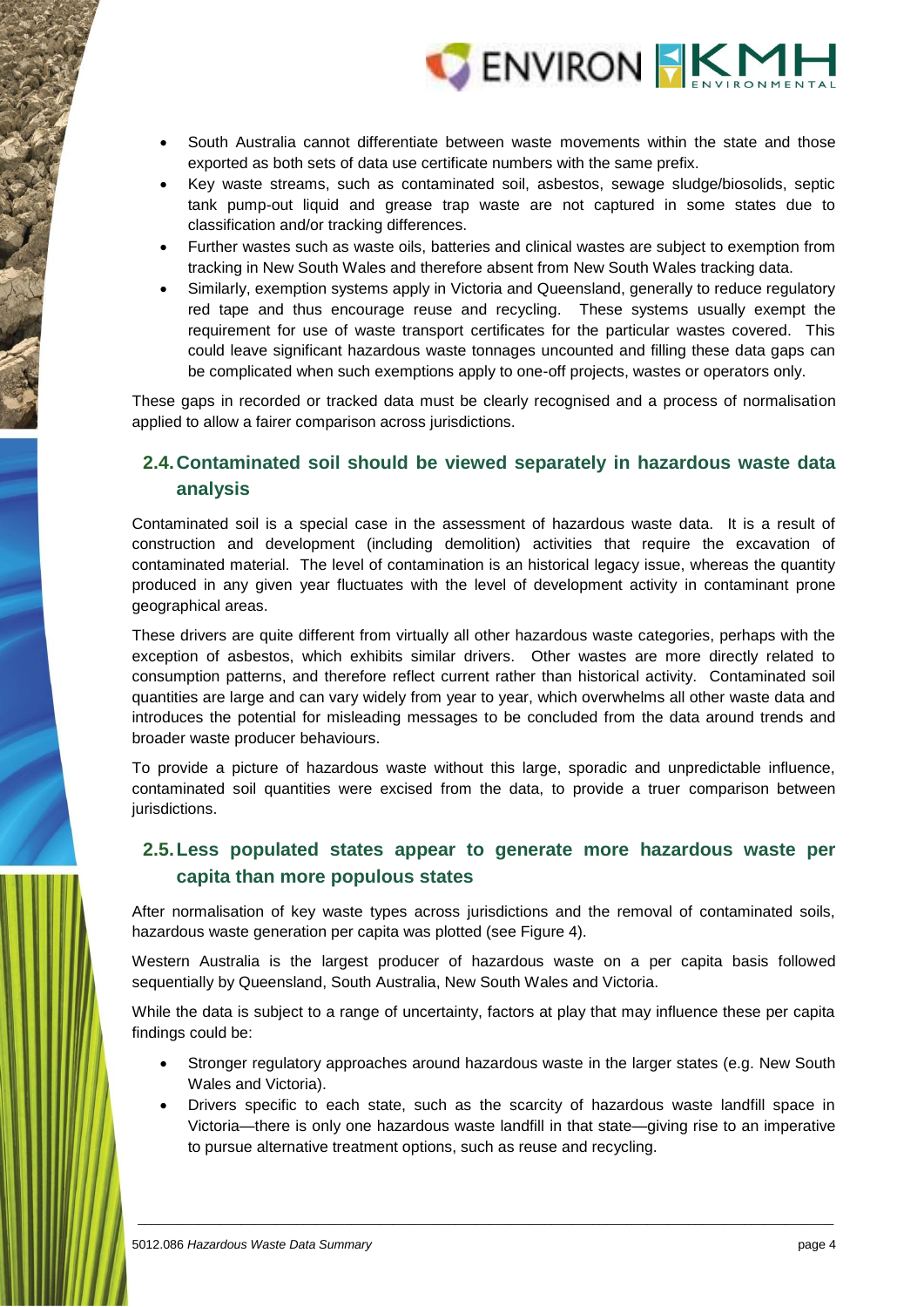- South Australia cannot differentiate between waste movements within the state and those exported as both sets of data use certificate numbers with the same prefix.
- Key waste streams, such as contaminated soil, asbestos, sewage sludge/biosolids, septic tank pump-out liquid and grease trap waste are not captured in some states due to classification and/or tracking differences.
- Further wastes such as waste oils, batteries and clinical wastes are subject to exemption from tracking in New South Wales and therefore absent from New South Wales tracking data.
- Similarly, exemption systems apply in Victoria and Queensland, generally to reduce regulatory red tape and thus encourage reuse and recycling. These systems usually exempt the requirement for use of waste transport certificates for the particular wastes covered. This could leave significant hazardous waste tonnages uncounted and filling these data gaps can be complicated when such exemptions apply to one-off projects, wastes or operators only.

These gaps in recorded or tracked data must be clearly recognised and a process of normalisation applied to allow a fairer comparison across jurisdictions.

## 2.4. Contaminated soil should be viewed separately in hazardous waste data analysis

Contaminated soil is a special case in the assessment of hazardous waste data. It is a result of construction and development (including demolition) activities that require the excavation of contaminated material. The level of contamination is an historical legacy issue, whereas the quantity produced in any given year fluctuates with the level of development activity in contaminant prone geographical areas.

These drivers are quite different from virtually all other hazardous waste categories, perhaps with the exception of asbestos, which exhibits similar drivers. Other wastes are more directly related to consumption patterns, and therefore reflect current rather than historical activity. Contaminated soil quantities are large and can vary widely from year to year, which overwhelms all other waste data and introduces the potential for misleading messages to be concluded from the data around trends and broader waste producer behaviours.

To provide a picture of hazardous waste without this large, sporadic and unpredictable influence, contaminated soil quantities were excised from the data, to provide a truer comparison between jurisdictions.

## 2.5. Less populated states appear to generate more hazardous waste per capita than more populous states

After normalisation of key waste types across jurisdictions and the removal of contaminated soils, hazardous waste generation per capita was plotted (see Figure 4).

Western Australia is the largest producer of hazardous waste on a per capita basis followed sequentially by Queensland, South Australia, New South Wales and Victoria.

While the data is subject to a range of uncertainty, factors at play that may influence these per capita findings could be:

- Stronger regulatory approaches around hazardous waste in the larger states (e.g. New South Wales and Victoria).
- Drivers specific to each state, such as the scarcity of hazardous waste landfill space in Victoria—there is only one hazardous waste landfill in that state—giving rise to an imperative to pursue alternative treatment options, such as reuse and recycling.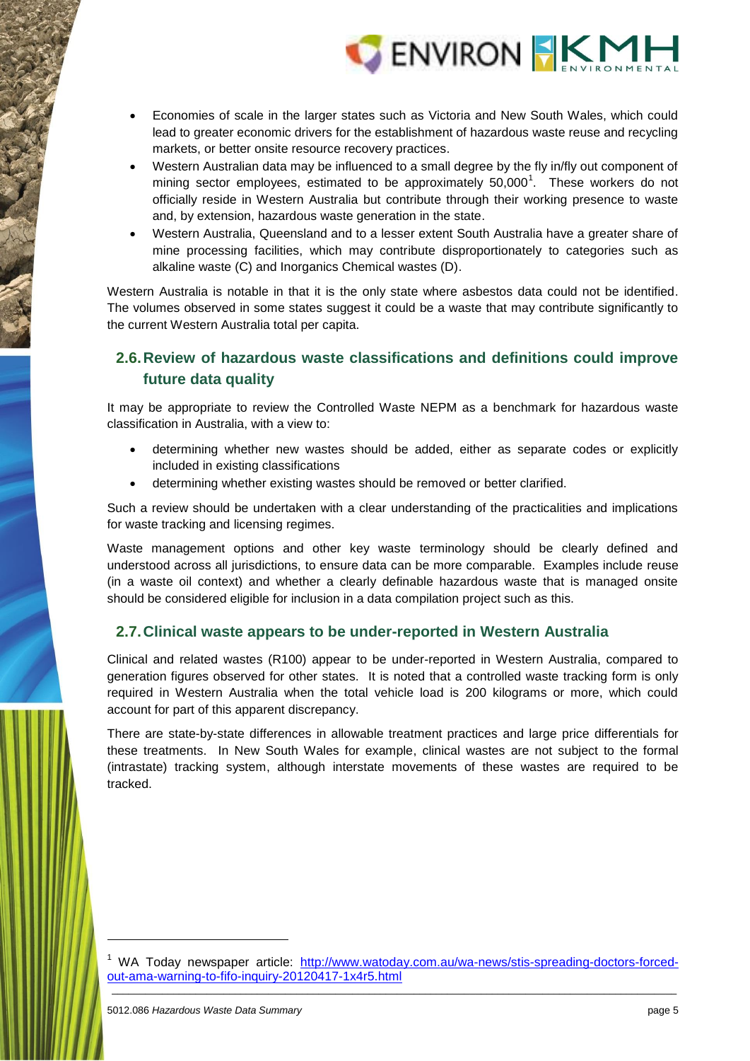- Economies of scale in the larger states such as Victoria and New South Wales, which could lead to greater economic drivers for the establishment of hazardous waste reuse and recycling markets, or better onsite resource recovery practices.
- Western Australian data may be influenced to a small degree by the fly in/fly out component of mining sector employees, estimated to be approximately 50,000[1]. These workers do not officially reside in Western Australia but contribute through their working presence to waste and, by extension, hazardous waste generation in the state.
- Western Australia, Queensland and to a lesser extent South Australia have a greater share of mine processing facilities, which may contribute disproportionately to categories such as alkaline waste (C) and Inorganics Chemical wastes (D).

Western Australia is notable in that it is the only state where asbestos data could not be identified. The volumes observed in some states suggest it could be a waste that may contribute significantly to the current Western Australia total per capita.

## 2.6. Review of hazardous waste classifications and definitions could improve future data quality

It may be appropriate to review the Controlled Waste NEPM as a benchmark for hazardous waste classification in Australia, with a view to:

- determining whether new wastes should be added, either as separate codes or explicitly included in existing classifications
- determining whether existing wastes should be removed or better clarified.

Such a review should be undertaken with a clear understanding of the practicalities and implications for waste tracking and licensing regimes.

Waste management options and other key waste terminology should be clearly defined and understood across all jurisdictions, to ensure data can be more comparable. Examples include reuse (in a waste oil context) and whether a clearly definable hazardous waste that is managed onsite should be considered eligible for inclusion in a data compilation project such as this.

## 2.7. Clinical waste appears to be under-reported in Western Australia

Clinical and related wastes (R100) appear to be under-reported in Western Australia, compared to generation figures observed for other states. It is noted that a controlled waste tracking form is only required in Western Australia when the total vehicle load is 200 kilograms or more, which could account for part of this apparent discrepancy.

There are state-by-state differences in allowable treatment practices and large price differentials for these treatments. In New South Wales for example, clinical wastes are not subject to the formal (intrastate) tracking system, although interstate movements of these wastes are required to be tracked.

---

[1] WA Today newspaper article: http://www.watoday.com.au/wa-news/stis-spreading-doctors-forced-out-ama-warning-to-fifo-inquiry-20120417-1x4r5.html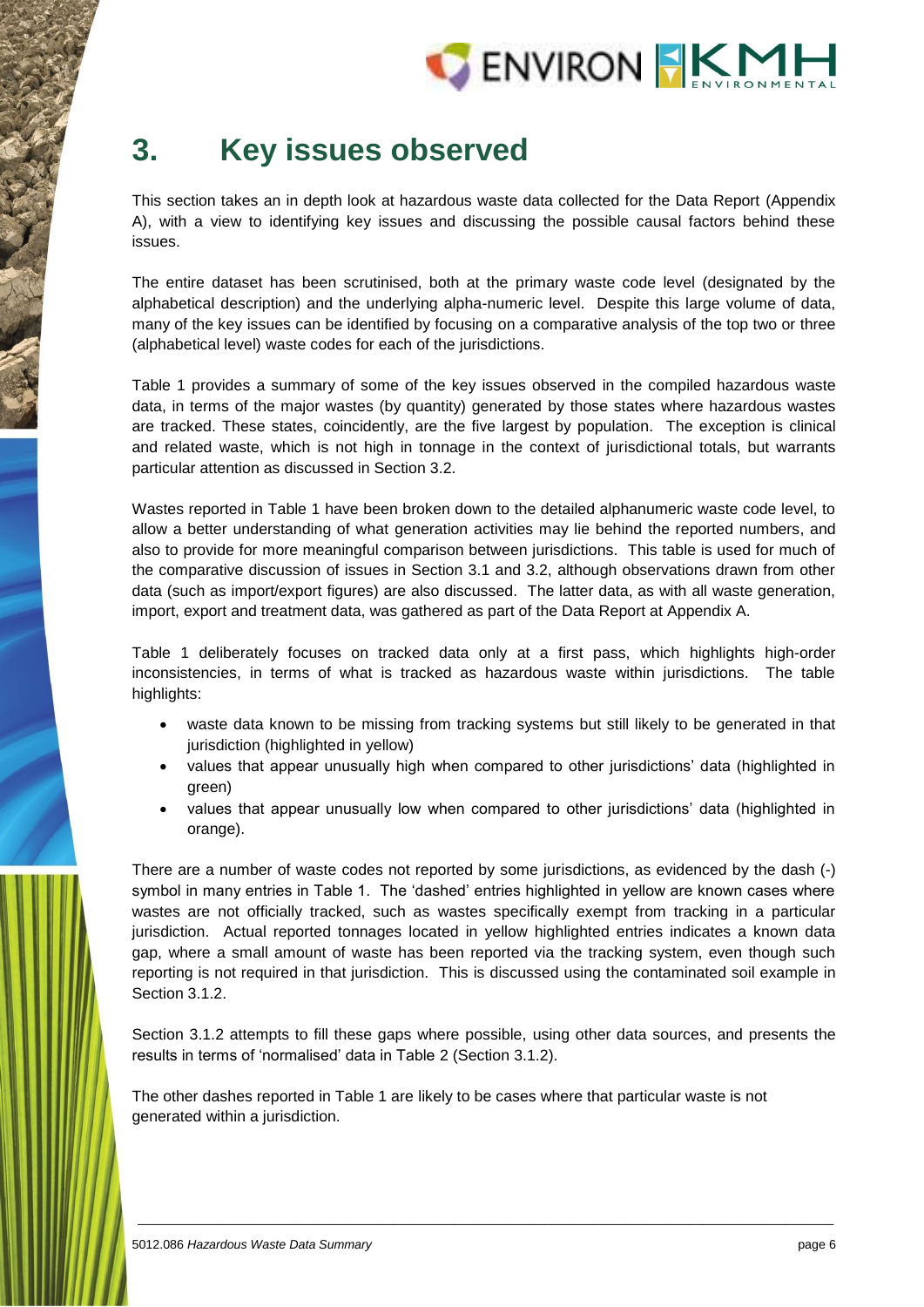# 3. Key issues observed

This section takes an in depth look at hazardous waste data collected for the Data Report (Appendix A), with a view to identifying key issues and discussing the possible causal factors behind these issues.

The entire dataset has been scrutinised, both at the primary waste code level (designated by the alphabetical description) and the underlying alpha-numeric level. Despite this large volume of data, many of the key issues can be identified by focusing on a comparative analysis of the top two or three (alphabetical level) waste codes for each of the jurisdictions.

Table 1 provides a summary of some of the key issues observed in the compiled hazardous waste data, in terms of the major wastes (by quantity) generated by those states where hazardous wastes are tracked. These states, coincidently, are the five largest by population. The exception is clinical and related waste, which is not high in tonnage in the context of jurisdictional totals, but warrants particular attention as discussed in Section 3.2.

Wastes reported in Table 1 have been broken down to the detailed alphanumeric waste code level, to allow a better understanding of what generation activities may lie behind the reported numbers, and also to provide for more meaningful comparison between jurisdictions. This table is used for much of the comparative discussion of issues in Section 3.1 and 3.2, although observations drawn from other data (such as import/export figures) are also discussed. The latter data, as with all waste generation, import, export and treatment data, was gathered as part of the Data Report at Appendix A.

Table 1 deliberately focuses on tracked data only at a first pass, which highlights high-order inconsistencies, in terms of what is tracked as hazardous waste within jurisdictions. The table highlights:

- waste data known to be missing from tracking systems but still likely to be generated in that jurisdiction (highlighted in yellow)
- values that appear unusually high when compared to other jurisdictions' data (highlighted in green)
- values that appear unusually low when compared to other jurisdictions' data (highlighted in orange).

There are a number of waste codes not reported by some jurisdictions, as evidenced by the dash (-) symbol in many entries in Table 1. The 'dashed' entries highlighted in yellow are known cases where wastes are not officially tracked, such as wastes specifically exempt from tracking in a particular jurisdiction. Actual reported tonnages located in yellow highlighted entries indicates a known data gap, where a small amount of waste has been reported via the tracking system, even though such reporting is not required in that jurisdiction. This is discussed using the contaminated soil example in Section 3.1.2.

Section 3.1.2 attempts to fill these gaps where possible, using other data sources, and presents the results in terms of 'normalised' data in Table 2 (Section 3.1.2).

The other dashes reported in Table 1 are likely to be cases where that particular waste is not generated within a jurisdiction.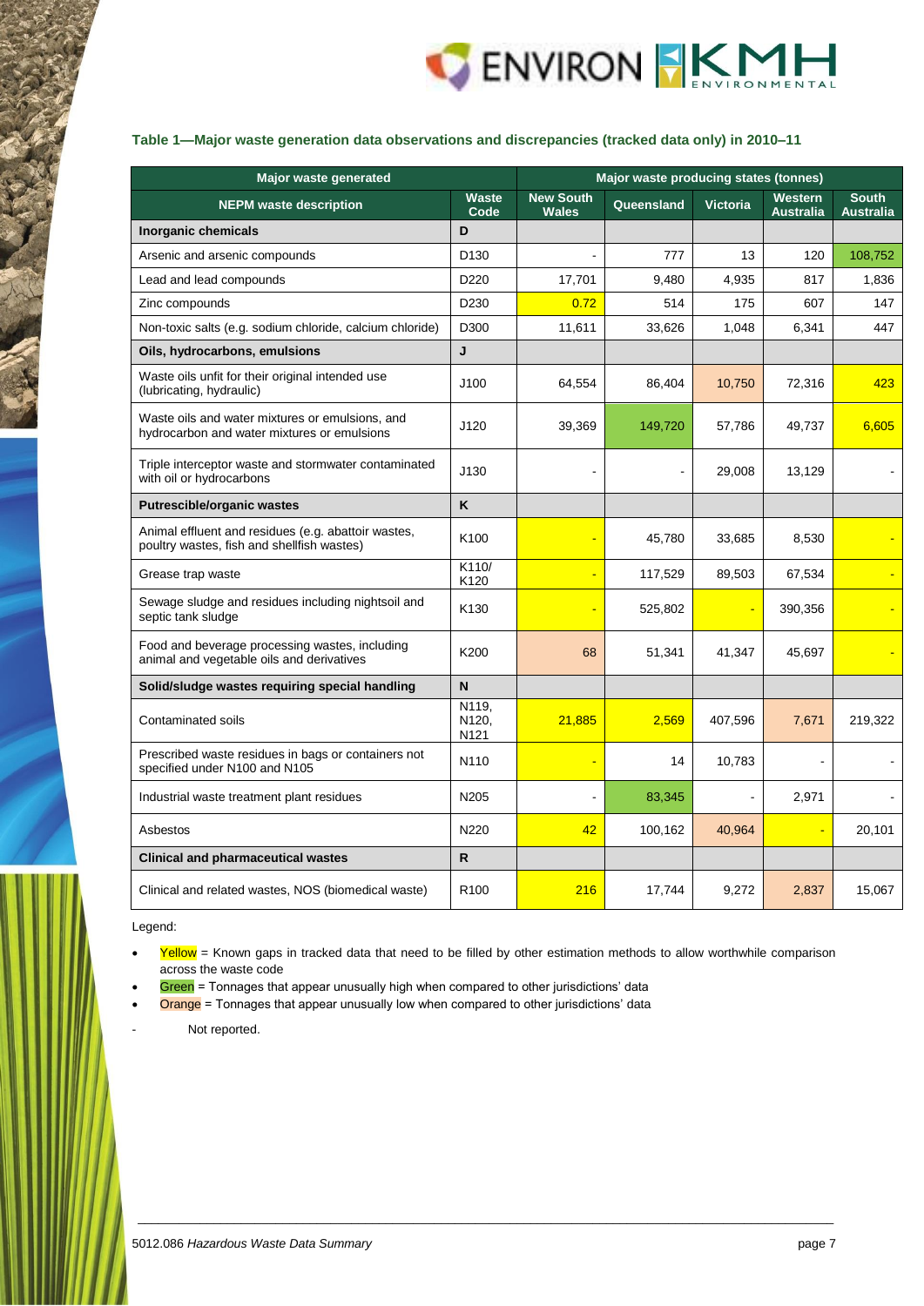### Table 1—Major waste generation data observations and discrepancies (tracked data only) in 2010–11

| Major waste generated | | Major waste producing states (tonnes) | | | | |
|---|---|---|---|---|---|---|
| NEPM waste description | Waste Code | New South Wales | Queensland | Victoria | Western Australia | South Australia |
| **Inorganic chemicals** | **D** | | | | | |
| Arsenic and arsenic compounds | D130 | - | 777 | 13 | 120 | 108,752 |
| Lead and lead compounds | D220 | 17,701 | 9,480 | 4,935 | 817 | 1,836 |
| Zinc compounds | D230 | 0.72 | 514 | 175 | 607 | 147 |
| Non-toxic salts (e.g. sodium chloride, calcium chloride) | D300 | 11,611 | 33,626 | 1,048 | 6,341 | 447 |
| **Oils, hydrocarbons, emulsions** | **J** | | | | | |
| Waste oils unfit for their original intended use (lubricating, hydraulic) | J100 | 64,554 | 86,404 | 10,750 | 72,316 | 423 |
| Waste oils and water mixtures or emulsions, and hydrocarbon and water mixtures or emulsions | J120 | 39,369 | 149,720 | 57,786 | 49,737 | 6,605 |
| Triple interceptor waste and stormwater contaminated with oil or hydrocarbons | J130 | - | - | 29,008 | 13,129 | - |
| **Putrescible/organic wastes** | **K** | | | | | |
| Animal effluent and residues (e.g. abattoir wastes, poultry wastes, fish and shellfish wastes) | K100 | - | 45,780 | 33,685 | 8,530 | - |
| Grease trap waste | K110/ K120 | - | 117,529 | 89,503 | 67,534 | - |
| Sewage sludge and residues including nightsoil and septic tank sludge | K130 | - | 525,802 | - | 390,356 | - |
| Food and beverage processing wastes, including animal and vegetable oils and derivatives | K200 | 68 | 51,341 | 41,347 | 45,697 | - |
| **Solid/sludge wastes requiring special handling** | **N** | | | | | |
| Contaminated soils | N119, N120, N121 | 21,885 | 2,569 | 407,596 | 7,671 | 219,322 |
| Prescribed waste residues in bags or containers not specified under N100 and N105 | N110 | - | 14 | 10,783 | - | - |
| Industrial waste treatment plant residues | N205 | - | 83,345 | - | 2,971 | - |
| Asbestos | N220 | 42 | 100,162 | 40,964 | - | 20,101 |
| **Clinical and pharmaceutical wastes** | **R** | | | | | |
| Clinical and related wastes, NOS (biomedical waste) | R100 | 216 | 17,744 | 9,272 | 2,837 | 15,067 |

Legend:

- Yellow = Known gaps in tracked data that need to be filled by other estimation methods to allow worthwhile comparison across the waste code
- Green = Tonnages that appear unusually high when compared to other jurisdictions' data
- Orange = Tonnages that appear unusually low when compared to other jurisdictions' data

\- Not reported.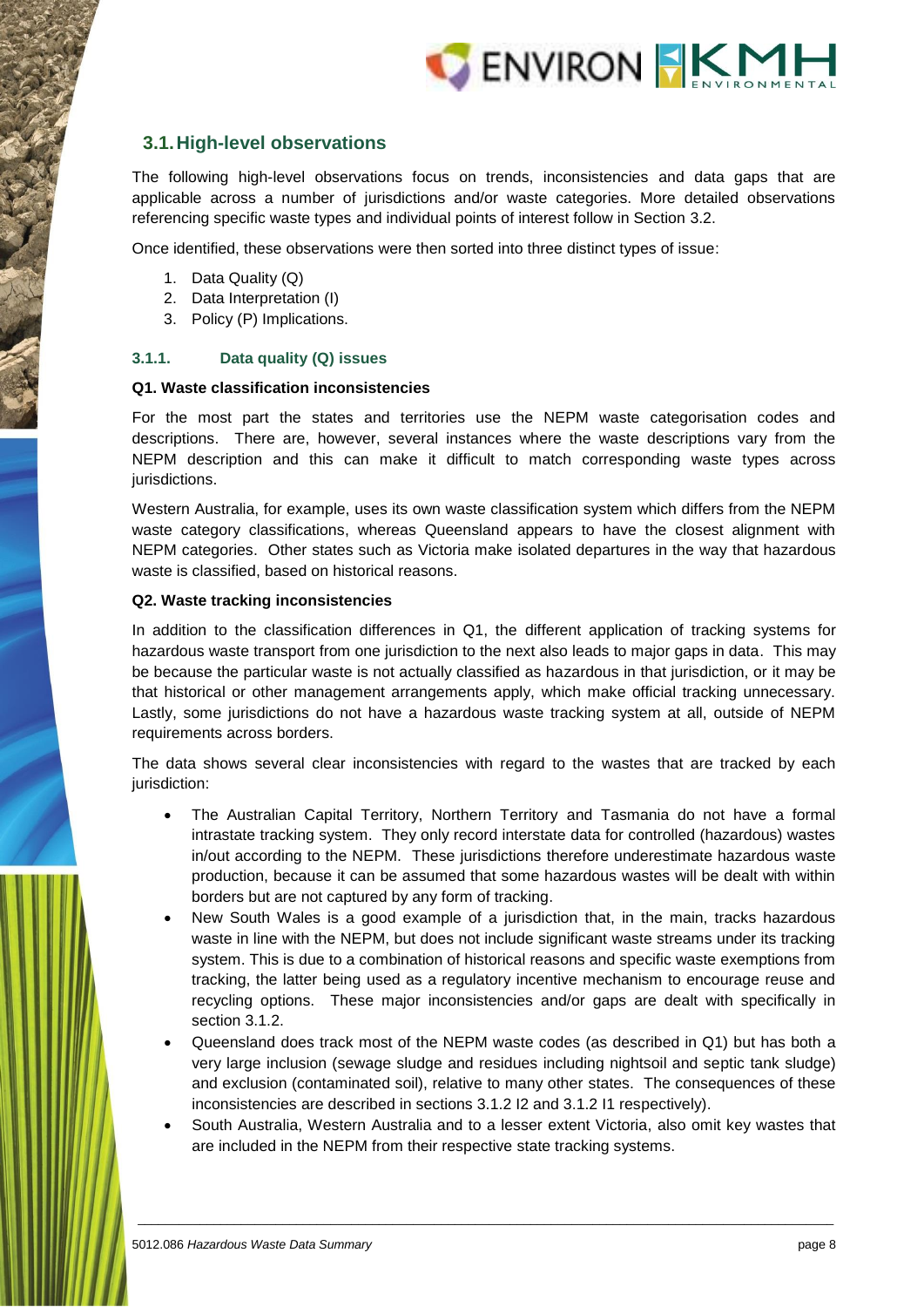## 3.1. High-level observations

The following high-level observations focus on trends, inconsistencies and data gaps that are applicable across a number of jurisdictions and/or waste categories. More detailed observations referencing specific waste types and individual points of interest follow in Section 3.2.

Once identified, these observations were then sorted into three distinct types of issue:

1. Data Quality (Q)
2. Data Interpretation (I)
3. Policy (P) Implications.

### 3.1.1. Data quality (Q) issues

**Q1. Waste classification inconsistencies**

For the most part the states and territories use the NEPM waste categorisation codes and descriptions. There are, however, several instances where the waste descriptions vary from the NEPM description and this can make it difficult to match corresponding waste types across jurisdictions.

Western Australia, for example, uses its own waste classification system which differs from the NEPM waste category classifications, whereas Queensland appears to have the closest alignment with NEPM categories. Other states such as Victoria make isolated departures in the way that hazardous waste is classified, based on historical reasons.

**Q2. Waste tracking inconsistencies**

In addition to the classification differences in Q1, the different application of tracking systems for hazardous waste transport from one jurisdiction to the next also leads to major gaps in data. This may be because the particular waste is not actually classified as hazardous in that jurisdiction, or it may be that historical or other management arrangements apply, which make official tracking unnecessary. Lastly, some jurisdictions do not have a hazardous waste tracking system at all, outside of NEPM requirements across borders.

The data shows several clear inconsistencies with regard to the wastes that are tracked by each jurisdiction:

- The Australian Capital Territory, Northern Territory and Tasmania do not have a formal intrastate tracking system. They only record interstate data for controlled (hazardous) wastes in/out according to the NEPM. These jurisdictions therefore underestimate hazardous waste production, because it can be assumed that some hazardous wastes will be dealt with within borders but are not captured by any form of tracking.
- New South Wales is a good example of a jurisdiction that, in the main, tracks hazardous waste in line with the NEPM, but does not include significant waste streams under its tracking system. This is due to a combination of historical reasons and specific waste exemptions from tracking, the latter being used as a regulatory incentive mechanism to encourage reuse and recycling options. These major inconsistencies and/or gaps are dealt with specifically in section 3.1.2.
- Queensland does track most of the NEPM waste codes (as described in Q1) but has both a very large inclusion (sewage sludge and residues including nightsoil and septic tank sludge) and exclusion (contaminated soil), relative to many other states. The consequences of these inconsistencies are described in sections 3.1.2 I2 and 3.1.2 I1 respectively).
- South Australia, Western Australia and to a lesser extent Victoria, also omit key wastes that are included in the NEPM from their respective state tracking systems.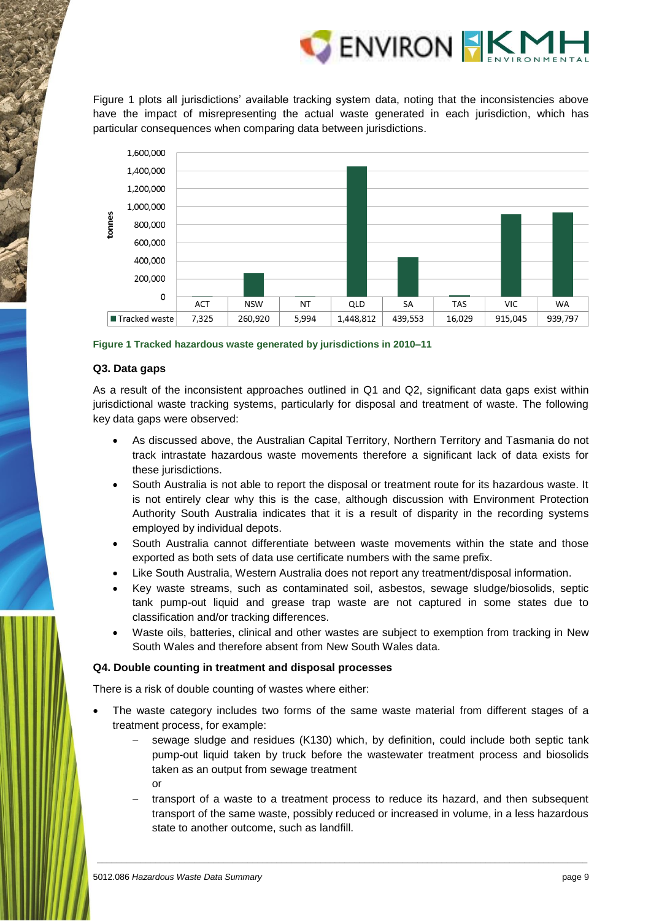Figure 1 plots all jurisdictions' available tracking system data, noting that the inconsistencies above have the impact of misrepresenting the actual waste generated in each jurisdiction, which has particular consequences when comparing data between jurisdictions.

| | ACT | NSW | NT | QLD | SA | TAS | VIC | WA |
|---|---|---|---|---|---|---|---|---|
| Tracked waste | 7,325 | 260,920 | 5,994 | 1,448,812 | 439,553 | 16,029 | 915,045 | 939,797 |

**Figure 1 Tracked hazardous waste generated by jurisdictions in 2010–11**

#### Q3. Data gaps

As a result of the inconsistent approaches outlined in Q1 and Q2, significant data gaps exist within jurisdictional waste tracking systems, particularly for disposal and treatment of waste. The following key data gaps were observed:

- As discussed above, the Australian Capital Territory, Northern Territory and Tasmania do not track intrastate hazardous waste movements therefore a significant lack of data exists for these jurisdictions.
- South Australia is not able to report the disposal or treatment route for its hazardous waste. It is not entirely clear why this is the case, although discussion with Environment Protection Authority South Australia indicates that it is a result of disparity in the recording systems employed by individual depots.
- South Australia cannot differentiate between waste movements within the state and those exported as both sets of data use certificate numbers with the same prefix.
- Like South Australia, Western Australia does not report any treatment/disposal information.
- Key waste streams, such as contaminated soil, asbestos, sewage sludge/biosolids, septic tank pump-out liquid and grease trap waste are not captured in some states due to classification and/or tracking differences.
- Waste oils, batteries, clinical and other wastes are subject to exemption from tracking in New South Wales and therefore absent from New South Wales data.

#### Q4. Double counting in treatment and disposal processes

There is a risk of double counting of wastes where either:

- The waste category includes two forms of the same waste material from different stages of a treatment process, for example:
  - sewage sludge and residues (K130) which, by definition, could include both septic tank pump-out liquid taken by truck before the wastewater treatment process and biosolids taken as an output from sewage treatment

    or
  - transport of a waste to a treatment process to reduce its hazard, and then subsequent transport of the same waste, possibly reduced or increased in volume, in a less hazardous state to another outcome, such as landfill.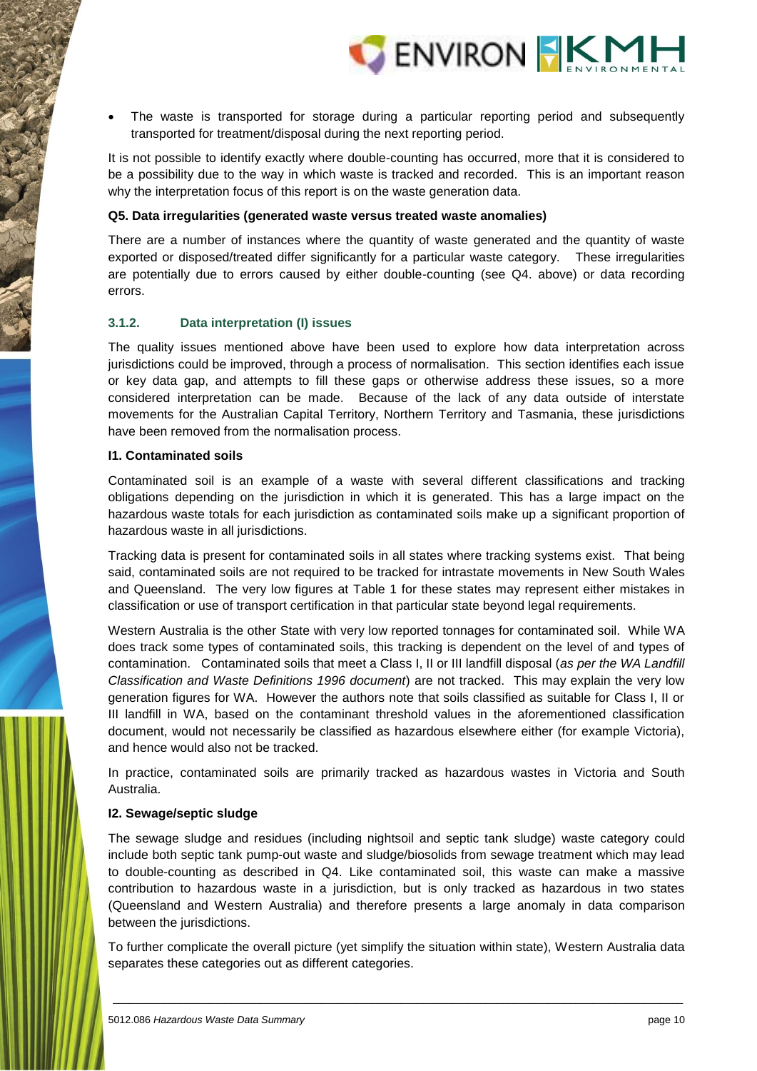- The waste is transported for storage during a particular reporting period and subsequently transported for treatment/disposal during the next reporting period.

It is not possible to identify exactly where double-counting has occurred, more that it is considered to be a possibility due to the way in which waste is tracked and recorded. This is an important reason why the interpretation focus of this report is on the waste generation data.

**Q5. Data irregularities (generated waste versus treated waste anomalies)**

There are a number of instances where the quantity of waste generated and the quantity of waste exported or disposed/treated differ significantly for a particular waste category. These irregularities are potentially due to errors caused by either double-counting (see Q4. above) or data recording errors.

### 3.1.2. Data interpretation (I) issues

The quality issues mentioned above have been used to explore how data interpretation across jurisdictions could be improved, through a process of normalisation. This section identifies each issue or key data gap, and attempts to fill these gaps or otherwise address these issues, so a more considered interpretation can be made. Because of the lack of any data outside of interstate movements for the Australian Capital Territory, Northern Territory and Tasmania, these jurisdictions have been removed from the normalisation process.

**I1. Contaminated soils**

Contaminated soil is an example of a waste with several different classifications and tracking obligations depending on the jurisdiction in which it is generated. This has a large impact on the hazardous waste totals for each jurisdiction as contaminated soils make up a significant proportion of hazardous waste in all jurisdictions.

Tracking data is present for contaminated soils in all states where tracking systems exist. That being said, contaminated soils are not required to be tracked for intrastate movements in New South Wales and Queensland. The very low figures at Table 1 for these states may represent either mistakes in classification or use of transport certification in that particular state beyond legal requirements.

Western Australia is the other State with very low reported tonnages for contaminated soil. While WA does track some types of contaminated soils, this tracking is dependent on the level of and types of contamination. Contaminated soils that meet a Class I, II or III landfill disposal (*as per the WA Landfill Classification and Waste Definitions 1996 document*) are not tracked. This may explain the very low generation figures for WA. However the authors note that soils classified as suitable for Class I, II or III landfill in WA, based on the contaminant threshold values in the aforementioned classification document, would not necessarily be classified as hazardous elsewhere either (for example Victoria), and hence would also not be tracked.

In practice, contaminated soils are primarily tracked as hazardous wastes in Victoria and South Australia.

**I2. Sewage/septic sludge**

The sewage sludge and residues (including nightsoil and septic tank sludge) waste category could include both septic tank pump-out waste and sludge/biosolids from sewage treatment which may lead to double-counting as described in Q4. Like contaminated soil, this waste can make a massive contribution to hazardous waste in a jurisdiction, but is only tracked as hazardous in two states (Queensland and Western Australia) and therefore presents a large anomaly in data comparison between the jurisdictions.

To further complicate the overall picture (yet simplify the situation within state), Western Australia data separates these categories out as different categories.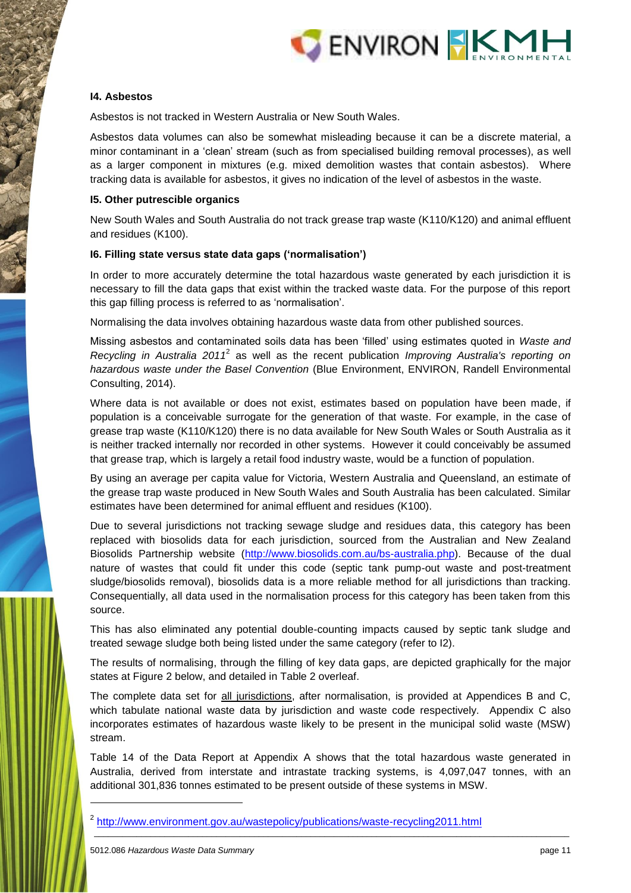### I4. Asbestos

Asbestos is not tracked in Western Australia or New South Wales.

Asbestos data volumes can also be somewhat misleading because it can be a discrete material, a minor contaminant in a 'clean' stream (such as from specialised building removal processes), as well as a larger component in mixtures (e.g. mixed demolition wastes that contain asbestos). Where tracking data is available for asbestos, it gives no indication of the level of asbestos in the waste.

### I5. Other putrescible organics

New South Wales and South Australia do not track grease trap waste (K110/K120) and animal effluent and residues (K100).

### I6. Filling state versus state data gaps ('normalisation')

In order to more accurately determine the total hazardous waste generated by each jurisdiction it is necessary to fill the data gaps that exist within the tracked waste data. For the purpose of this report this gap filling process is referred to as 'normalisation'.

Normalising the data involves obtaining hazardous waste data from other published sources.

Missing asbestos and contaminated soils data has been 'filled' using estimates quoted in *Waste and Recycling in Australia 2011*[2] as well as the recent publication *Improving Australia's reporting on hazardous waste under the Basel Convention* (Blue Environment, ENVIRON, Randell Environmental Consulting, 2014).

Where data is not available or does not exist, estimates based on population have been made, if population is a conceivable surrogate for the generation of that waste. For example, in the case of grease trap waste (K110/K120) there is no data available for New South Wales or South Australia as it is neither tracked internally nor recorded in other systems. However it could conceivably be assumed that grease trap, which is largely a retail food industry waste, would be a function of population.

By using an average per capita value for Victoria, Western Australia and Queensland, an estimate of the grease trap waste produced in New South Wales and South Australia has been calculated. Similar estimates have been determined for animal effluent and residues (K100).

Due to several jurisdictions not tracking sewage sludge and residues data, this category has been replaced with biosolids data for each jurisdiction, sourced from the Australian and New Zealand Biosolids Partnership website (http://www.biosolids.com.au/bs-australia.php). Because of the dual nature of wastes that could fit under this code (septic tank pump-out waste and post-treatment sludge/biosolids removal), biosolids data is a more reliable method for all jurisdictions than tracking. Consequentially, all data used in the normalisation process for this category has been taken from this source.

This has also eliminated any potential double-counting impacts caused by septic tank sludge and treated sewage sludge both being listed under the same category (refer to I2).

The results of normalising, through the filling of key data gaps, are depicted graphically for the major states at Figure 2 below, and detailed in Table 2 overleaf.

The complete data set for all jurisdictions, after normalisation, is provided at Appendices B and C, which tabulate national waste data by jurisdiction and waste code respectively. Appendix C also incorporates estimates of hazardous waste likely to be present in the municipal solid waste (MSW) stream.

Table 14 of the Data Report at Appendix A shows that the total hazardous waste generated in Australia, derived from interstate and intrastate tracking systems, is 4,097,047 tonnes, with an additional 301,836 tonnes estimated to be present outside of these systems in MSW.

---

[2] http://www.environment.gov.au/wastepolicy/publications/waste-recycling2011.html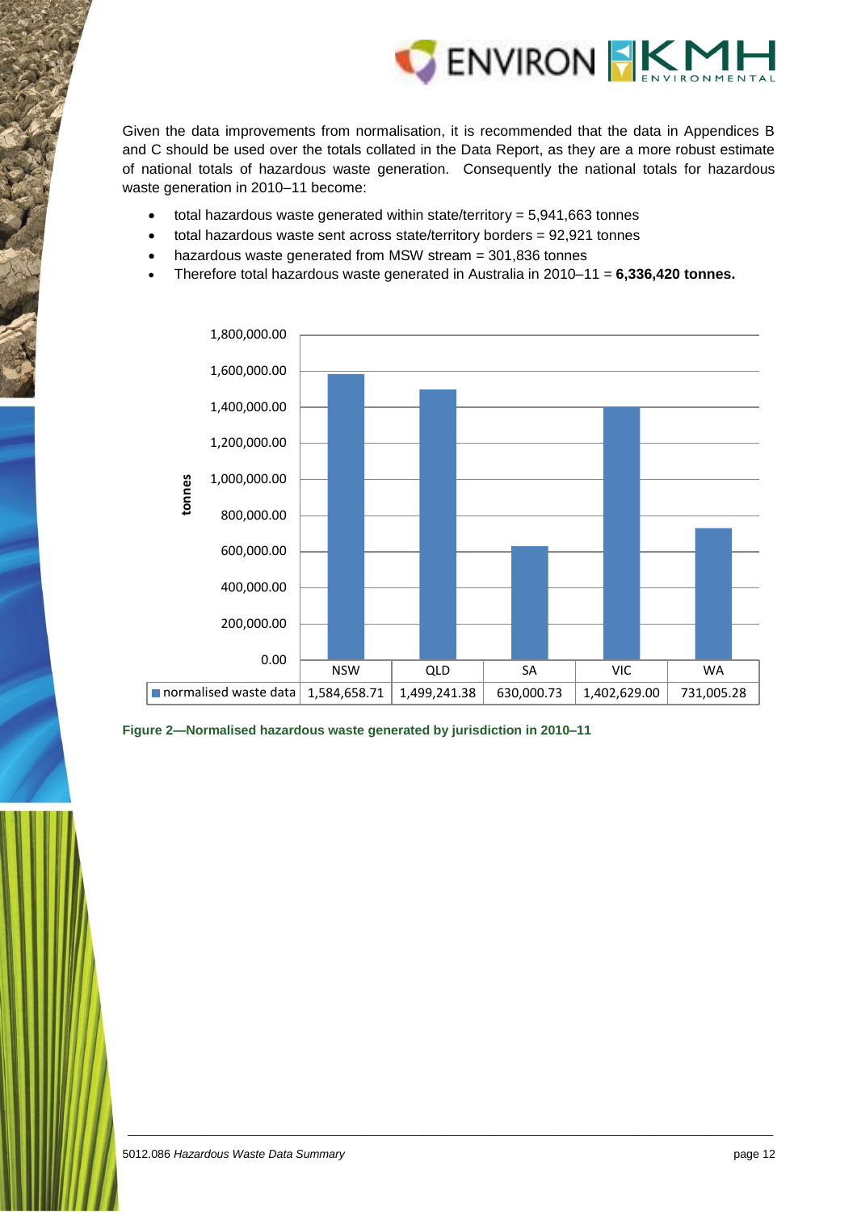Given the data improvements from normalisation, it is recommended that the data in Appendices B and C should be used over the totals collated in the Data Report, as they are a more robust estimate of national totals of hazardous waste generation. Consequently the national totals for hazardous waste generation in 2010–11 become:

- total hazardous waste generated within state/territory = 5,941,663 tonnes
- total hazardous waste sent across state/territory borders = 92,921 tonnes
- hazardous waste generated from MSW stream = 301,836 tonnes
- Therefore total hazardous waste generated in Australia in 2010–11 = **6,336,420 tonnes.**

| | NSW | QLD | SA | VIC | WA |
|---|---|---|---|---|---|
| normalised waste data | 1,584,658.71 | 1,499,241.38 | 630,000.73 | 1,402,629.00 | 731,005.28 |

**Figure 2—Normalised hazardous waste generated by jurisdiction in 2010–11**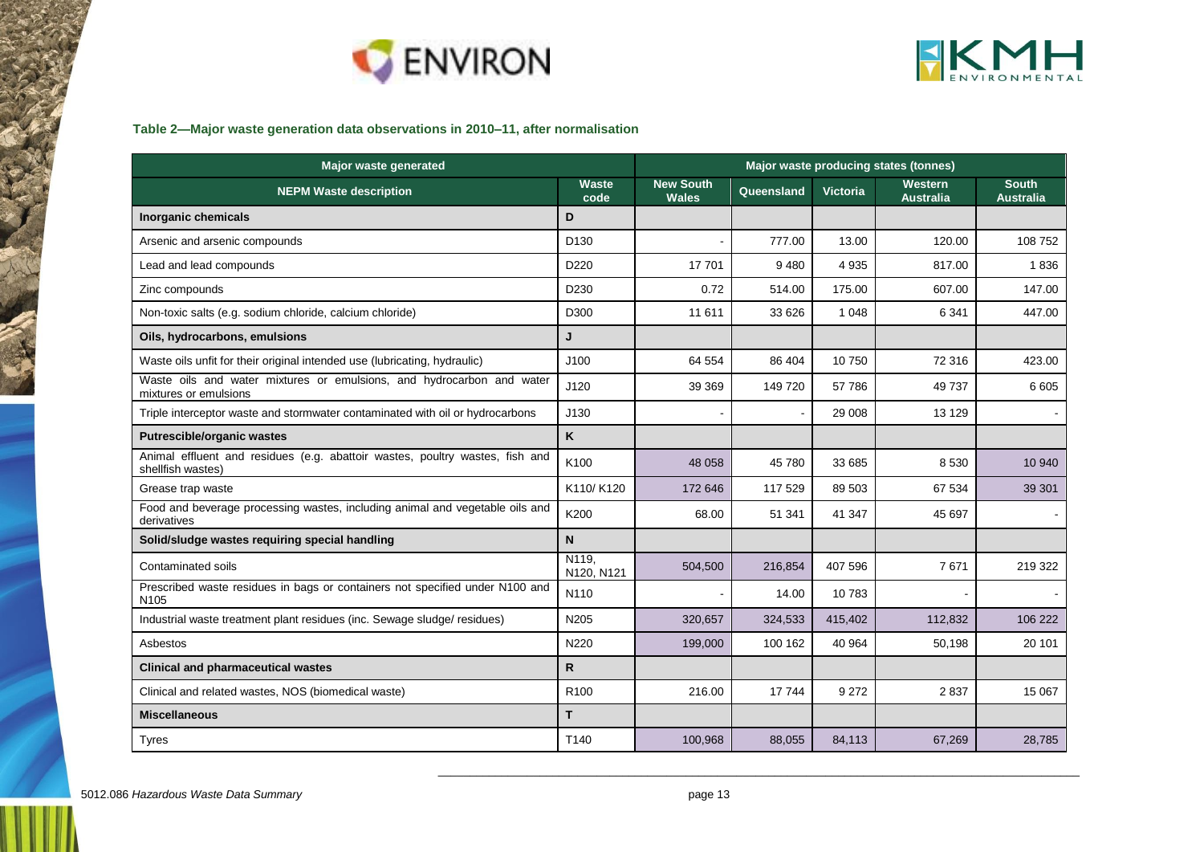**Table 2—Major waste generation data observations in 2010–11, after normalisation**

| Major waste generated | | Major waste producing states (tonnes) | | | | |
|---|---|---|---|---|---|---|
| **NEPM Waste description** | **Waste code** | **New South Wales** | **Queensland** | **Victoria** | **Western Australia** | **South Australia** |
| **Inorganic chemicals** | **D** | | | | | |
| Arsenic and arsenic compounds | D130 | - | 777.00 | 13.00 | 120.00 | 108 752 |
| Lead and lead compounds | D220 | 17 701 | 9 480 | 4 935 | 817.00 | 1 836 |
| Zinc compounds | D230 | 0.72 | 514.00 | 175.00 | 607.00 | 147.00 |
| Non-toxic salts (e.g. sodium chloride, calcium chloride) | D300 | 11 611 | 33 626 | 1 048 | 6 341 | 447.00 |
| **Oils, hydrocarbons, emulsions** | **J** | | | | | |
| Waste oils unfit for their original intended use (lubricating, hydraulic) | J100 | 64 554 | 86 404 | 10 750 | 72 316 | 423.00 |
| Waste oils and water mixtures or emulsions, and hydrocarbon and water mixtures or emulsions | J120 | 39 369 | 149 720 | 57 786 | 49 737 | 6 605 |
| Triple interceptor waste and stormwater contaminated with oil or hydrocarbons | J130 | - | - | 29 008 | 13 129 | - |
| **Putrescible/organic wastes** | **K** | | | | | |
| Animal effluent and residues (e.g. abattoir wastes, poultry wastes, fish and shellfish wastes) | K100 | 48 058 | 45 780 | 33 685 | 8 530 | 10 940 |
| Grease trap waste | K110/ K120 | 172 646 | 117 529 | 89 503 | 67 534 | 39 301 |
| Food and beverage processing wastes, including animal and vegetable oils and derivatives | K200 | 68.00 | 51 341 | 41 347 | 45 697 | - |
| **Solid/sludge wastes requiring special handling** | **N** | | | | | |
| Contaminated soils | N119, N120, N121 | 504,500 | 216,854 | 407 596 | 7 671 | 219 322 |
| Prescribed waste residues in bags or containers not specified under N100 and N105 | N110 | - | 14.00 | 10 783 | - | - |
| Industrial waste treatment plant residues (inc. Sewage sludge/ residues) | N205 | 320,657 | 324,533 | 415,402 | 112,832 | 106 222 |
| Asbestos | N220 | 199,000 | 100 162 | 40 964 | 50,198 | 20 101 |
| **Clinical and pharmaceutical wastes** | **R** | | | | | |
| Clinical and related wastes, NOS (biomedical waste) | R100 | 216.00 | 17 744 | 9 272 | 2 837 | 15 067 |
| **Miscellaneous** | **T** | | | | | |
| Tyres | T140 | 100,968 | 88,055 | 84,113 | 67,269 | 28,785 |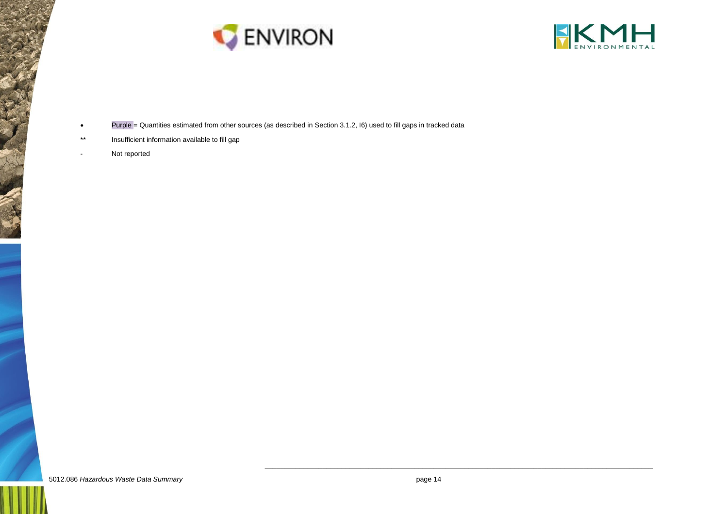- Purple = Quantities estimated from other sources (as described in Section 3.1.2, I6) used to fill gaps in tracked data

** Insufficient information available to fill gap

\- Not reported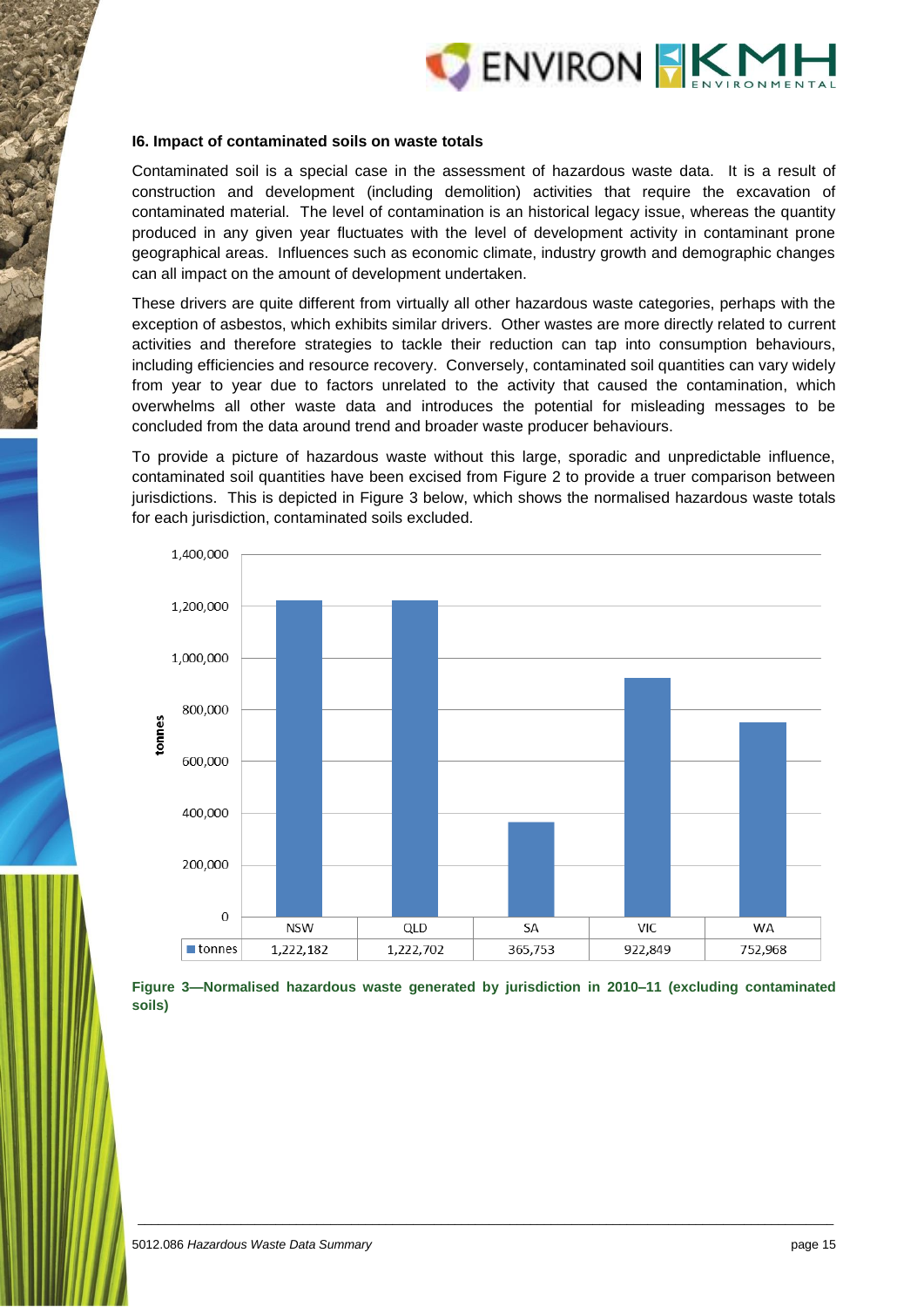### I6. Impact of contaminated soils on waste totals

Contaminated soil is a special case in the assessment of hazardous waste data. It is a result of construction and development (including demolition) activities that require the excavation of contaminated material. The level of contamination is an historical legacy issue, whereas the quantity produced in any given year fluctuates with the level of development activity in contaminant prone geographical areas. Influences such as economic climate, industry growth and demographic changes can all impact on the amount of development undertaken.

These drivers are quite different from virtually all other hazardous waste categories, perhaps with the exception of asbestos, which exhibits similar drivers. Other wastes are more directly related to current activities and therefore strategies to tackle their reduction can tap into consumption behaviours, including efficiencies and resource recovery. Conversely, contaminated soil quantities can vary widely from year to year due to factors unrelated to the activity that caused the contamination, which overwhelms all other waste data and introduces the potential for misleading messages to be concluded from the data around trend and broader waste producer behaviours.

To provide a picture of hazardous waste without this large, sporadic and unpredictable influence, contaminated soil quantities have been excised from Figure 2 to provide a truer comparison between jurisdictions. This is depicted in Figure 3 below, which shows the normalised hazardous waste totals for each jurisdiction, contaminated soils excluded.

| | NSW | QLD | SA | VIC | WA |
|---|---|---|---|---|---|
| tonnes | 1,222,182 | 1,222,702 | 365,753 | 922,849 | 752,968 |

**Figure 3—Normalised hazardous waste generated by jurisdiction in 2010–11 (excluding contaminated soils)**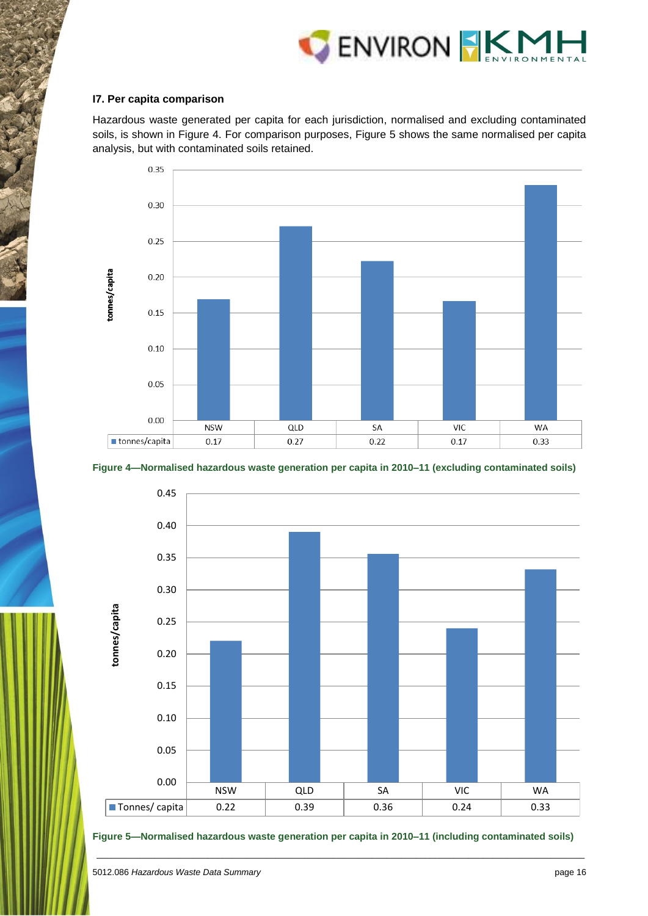### I7. Per capita comparison

Hazardous waste generated per capita for each jurisdiction, normalised and excluding contaminated soils, is shown in Figure 4. For comparison purposes, Figure 5 shows the same normalised per capita analysis, but with contaminated soils retained.

| | NSW | QLD | SA | VIC | WA |
|---|---|---|---|---|---|
| tonnes/capita | 0.17 | 0.27 | 0.22 | 0.17 | 0.33 |

**Figure 4—Normalised hazardous waste generation per capita in 2010–11 (excluding contaminated soils)**

| | NSW | QLD | SA | VIC | WA |
|---|---|---|---|---|---|
| Tonnes/ capita | 0.22 | 0.39 | 0.36 | 0.24 | 0.33 |

**Figure 5—Normalised hazardous waste generation per capita in 2010–11 (including contaminated soils)**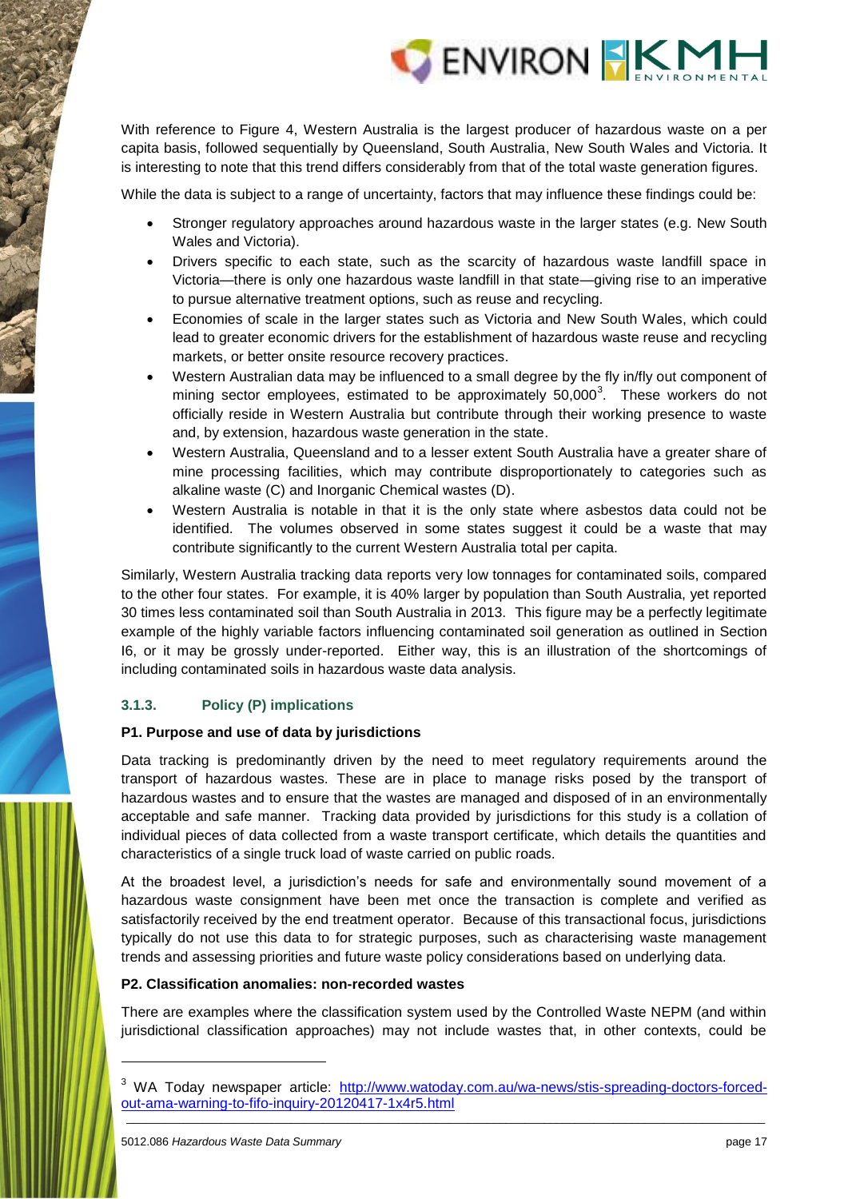With reference to Figure 4, Western Australia is the largest producer of hazardous waste on a per capita basis, followed sequentially by Queensland, South Australia, New South Wales and Victoria. It is interesting to note that this trend differs considerably from that of the total waste generation figures.

While the data is subject to a range of uncertainty, factors that may influence these findings could be:

- Stronger regulatory approaches around hazardous waste in the larger states (e.g. New South Wales and Victoria).
- Drivers specific to each state, such as the scarcity of hazardous waste landfill space in Victoria—there is only one hazardous waste landfill in that state—giving rise to an imperative to pursue alternative treatment options, such as reuse and recycling.
- Economies of scale in the larger states such as Victoria and New South Wales, which could lead to greater economic drivers for the establishment of hazardous waste reuse and recycling markets, or better onsite resource recovery practices.
- Western Australian data may be influenced to a small degree by the fly in/fly out component of mining sector employees, estimated to be approximately 50,000[3]. These workers do not officially reside in Western Australia but contribute through their working presence to waste and, by extension, hazardous waste generation in the state.
- Western Australia, Queensland and to a lesser extent South Australia have a greater share of mine processing facilities, which may contribute disproportionately to categories such as alkaline waste (C) and Inorganic Chemical wastes (D).
- Western Australia is notable in that it is the only state where asbestos data could not be identified. The volumes observed in some states suggest it could be a waste that may contribute significantly to the current Western Australia total per capita.

Similarly, Western Australia tracking data reports very low tonnages for contaminated soils, compared to the other four states. For example, it is 40% larger by population than South Australia, yet reported 30 times less contaminated soil than South Australia in 2013. This figure may be a perfectly legitimate example of the highly variable factors influencing contaminated soil generation as outlined in Section I6, or it may be grossly under-reported. Either way, this is an illustration of the shortcomings of including contaminated soils in hazardous waste data analysis.

### 3.1.3. Policy (P) implications

**P1. Purpose and use of data by jurisdictions**

Data tracking is predominantly driven by the need to meet regulatory requirements around the transport of hazardous wastes. These are in place to manage risks posed by the transport of hazardous wastes and to ensure that the wastes are managed and disposed of in an environmentally acceptable and safe manner. Tracking data provided by jurisdictions for this study is a collation of individual pieces of data collected from a waste transport certificate, which details the quantities and characteristics of a single truck load of waste carried on public roads.

At the broadest level, a jurisdiction's needs for safe and environmentally sound movement of a hazardous waste consignment have been met once the transaction is complete and verified as satisfactorily received by the end treatment operator. Because of this transactional focus, jurisdictions typically do not use this data to for strategic purposes, such as characterising waste management trends and assessing priorities and future waste policy considerations based on underlying data.

**P2. Classification anomalies: non-recorded wastes**

There are examples where the classification system used by the Controlled Waste NEPM (and within jurisdictional classification approaches) may not include wastes that, in other contexts, could be

[3] WA Today newspaper article: http://www.watoday.com.au/wa-news/stis-spreading-doctors-forced-out-ama-warning-to-fifo-inquiry-20120417-1x4r5.html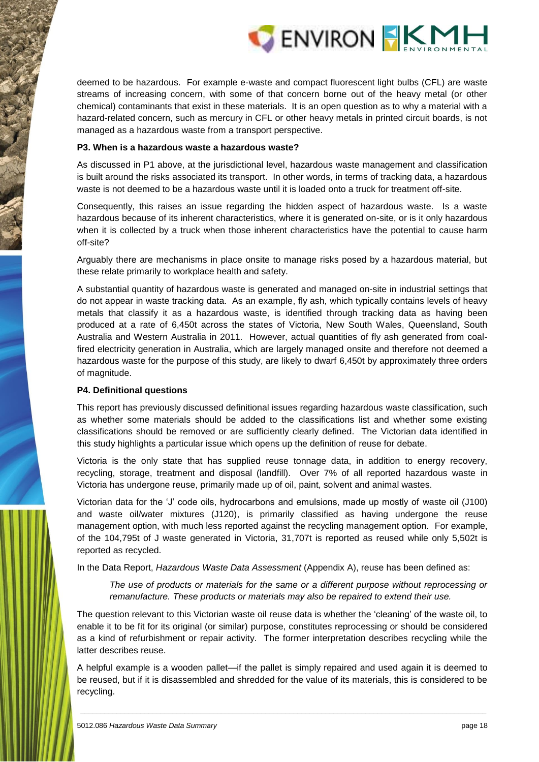deemed to be hazardous. For example e-waste and compact fluorescent light bulbs (CFL) are waste streams of increasing concern, with some of that concern borne out of the heavy metal (or other chemical) contaminants that exist in these materials. It is an open question as to why a material with a hazard-related concern, such as mercury in CFL or other heavy metals in printed circuit boards, is not managed as a hazardous waste from a transport perspective.

**P3. When is a hazardous waste a hazardous waste?**

As discussed in P1 above, at the jurisdictional level, hazardous waste management and classification is built around the risks associated its transport. In other words, in terms of tracking data, a hazardous waste is not deemed to be a hazardous waste until it is loaded onto a truck for treatment off-site.

Consequently, this raises an issue regarding the hidden aspect of hazardous waste. Is a waste hazardous because of its inherent characteristics, where it is generated on-site, or is it only hazardous when it is collected by a truck when those inherent characteristics have the potential to cause harm off-site?

Arguably there are mechanisms in place onsite to manage risks posed by a hazardous material, but these relate primarily to workplace health and safety.

A substantial quantity of hazardous waste is generated and managed on-site in industrial settings that do not appear in waste tracking data. As an example, fly ash, which typically contains levels of heavy metals that classify it as a hazardous waste, is identified through tracking data as having been produced at a rate of 6,450t across the states of Victoria, New South Wales, Queensland, South Australia and Western Australia in 2011. However, actual quantities of fly ash generated from coal-fired electricity generation in Australia, which are largely managed onsite and therefore not deemed a hazardous waste for the purpose of this study, are likely to dwarf 6,450t by approximately three orders of magnitude.

**P4. Definitional questions**

This report has previously discussed definitional issues regarding hazardous waste classification, such as whether some materials should be added to the classifications list and whether some existing classifications should be removed or are sufficiently clearly defined. The Victorian data identified in this study highlights a particular issue which opens up the definition of reuse for debate.

Victoria is the only state that has supplied reuse tonnage data, in addition to energy recovery, recycling, storage, treatment and disposal (landfill). Over 7% of all reported hazardous waste in Victoria has undergone reuse, primarily made up of oil, paint, solvent and animal wastes.

Victorian data for the 'J' code oils, hydrocarbons and emulsions, made up mostly of waste oil (J100) and waste oil/water mixtures (J120), is primarily classified as having undergone the reuse management option, with much less reported against the recycling management option. For example, of the 104,795t of J waste generated in Victoria, 31,707t is reported as reused while only 5,502t is reported as recycled.

In the Data Report, *Hazardous Waste Data Assessment* (Appendix A), reuse has been defined as:

> *The use of products or materials for the same or a different purpose without reprocessing or remanufacture. These products or materials may also be repaired to extend their use.*

The question relevant to this Victorian waste oil reuse data is whether the 'cleaning' of the waste oil, to enable it to be fit for its original (or similar) purpose, constitutes reprocessing or should be considered as a kind of refurbishment or repair activity. The former interpretation describes recycling while the latter describes reuse.

A helpful example is a wooden pallet—if the pallet is simply repaired and used again it is deemed to be reused, but if it is disassembled and shredded for the value of its materials, this is considered to be recycling.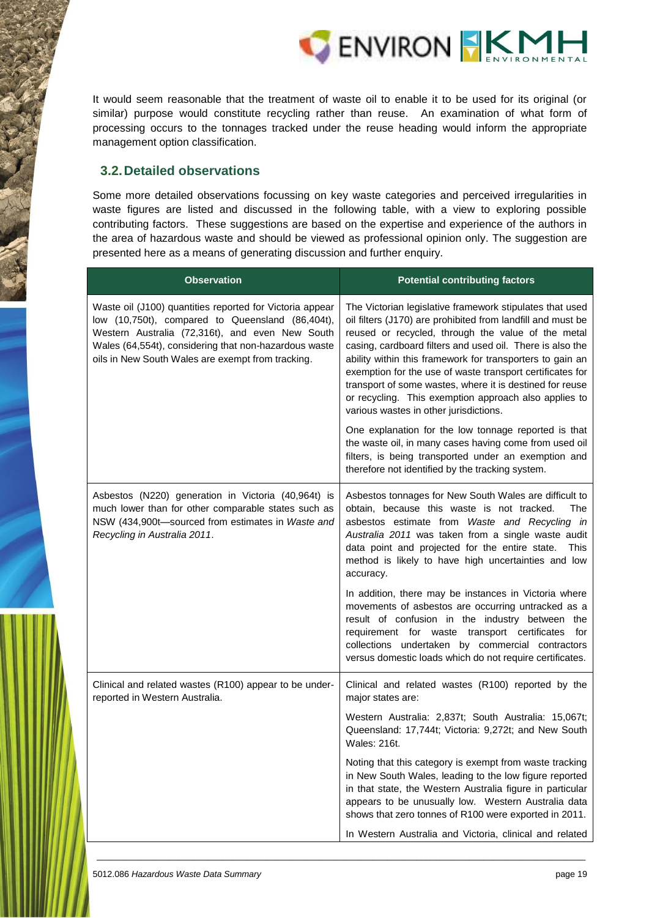It would seem reasonable that the treatment of waste oil to enable it to be used for its original (or similar) purpose would constitute recycling rather than reuse. An examination of what form of processing occurs to the tonnages tracked under the reuse heading would inform the appropriate management option classification.

## 3.2. Detailed observations

Some more detailed observations focussing on key waste categories and perceived irregularities in waste figures are listed and discussed in the following table, with a view to exploring possible contributing factors. These suggestions are based on the expertise and experience of the authors in the area of hazardous waste and should be viewed as professional opinion only. The suggestion are presented here as a means of generating discussion and further enquiry.

| Observation | Potential contributing factors |
|---|---|
| Waste oil (J100) quantities reported for Victoria appear low (10,750t), compared to Queensland (86,404t), Western Australia (72,316t), and even New South Wales (64,554t), considering that non-hazardous waste oils in New South Wales are exempt from tracking. | The Victorian legislative framework stipulates that used oil filters (J170) are prohibited from landfill and must be reused or recycled, through the value of the metal casing, cardboard filters and used oil. There is also the ability within this framework for transporters to gain an exemption for the use of waste transport certificates for transport of some wastes, where it is destined for reuse or recycling. This exemption approach also applies to various wastes in other jurisdictions.<br><br>One explanation for the low tonnage reported is that the waste oil, in many cases having come from used oil filters, is being transported under an exemption and therefore not identified by the tracking system. |
| Asbestos (N220) generation in Victoria (40,964t) is much lower than for other comparable states such as NSW (434,900t—sourced from estimates in *Waste and Recycling in Australia 2011*. | Asbestos tonnages for New South Wales are difficult to obtain, because this waste is not tracked. The asbestos estimate from *Waste and Recycling in Australia 2011* was taken from a single waste audit data point and projected for the entire state. This method is likely to have high uncertainties and low accuracy.<br><br>In addition, there may be instances in Victoria where movements of asbestos are occurring untracked as a result of confusion in the industry between the requirement for waste transport certificates for collections undertaken by commercial contractors versus domestic loads which do not require certificates. |
| Clinical and related wastes (R100) appear to be under-reported in Western Australia. | Clinical and related wastes (R100) reported by the major states are:<br><br>Western Australia: 2,837t; South Australia: 15,067t; Queensland: 17,744t; Victoria: 9,272t; and New South Wales: 216t.<br><br>Noting that this category is exempt from waste tracking in New South Wales, leading to the low figure reported in that state, the Western Australia figure in particular appears to be unusually low. Western Australia data shows that zero tonnes of R100 were exported in 2011.<br><br>In Western Australia and Victoria, clinical and related |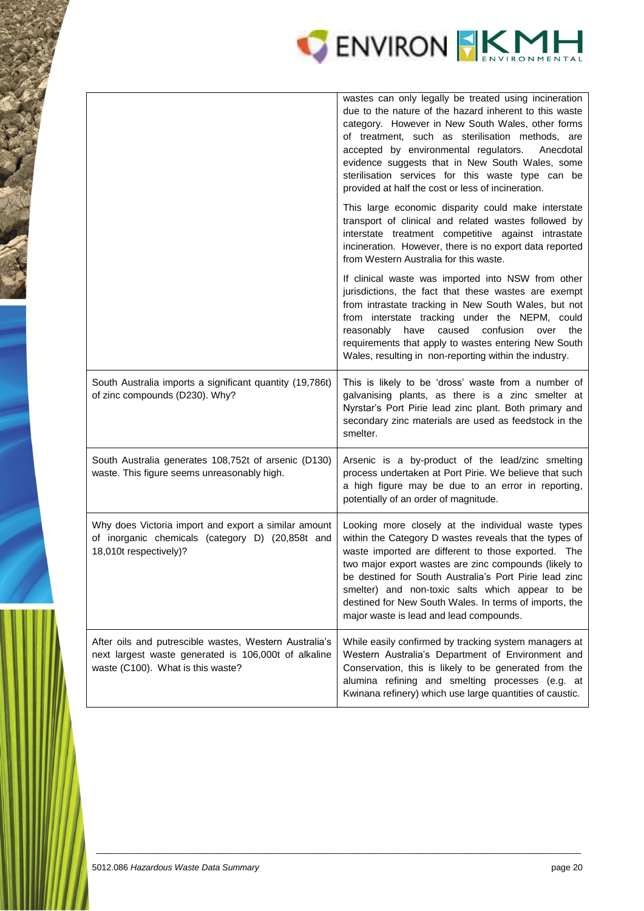| | |
|---|---|
| | wastes can only legally be treated using incineration due to the nature of the hazard inherent to this waste category. However in New South Wales, other forms of treatment, such as sterilisation methods, are accepted by environmental regulators. Anecdotal evidence suggests that in New South Wales, some sterilisation services for this waste type can be provided at half the cost or less of incineration.<br><br>This large economic disparity could make interstate transport of clinical and related wastes followed by interstate treatment competitive against intrastate incineration. However, there is no export data reported from Western Australia for this waste.<br><br>If clinical waste was imported into NSW from other jurisdictions, the fact that these wastes are exempt from intrastate tracking in New South Wales, but not from interstate tracking under the NEPM, could reasonably have caused confusion over the requirements that apply to wastes entering New South Wales, resulting in non-reporting within the industry. |
| South Australia imports a significant quantity (19,786t) of zinc compounds (D230). Why? | This is likely to be 'dross' waste from a number of galvanising plants, as there is a zinc smelter at Nyrstar's Port Pirie lead zinc plant. Both primary and secondary zinc materials are used as feedstock in the smelter. |
| South Australia generates 108,752t of arsenic (D130) waste. This figure seems unreasonably high. | Arsenic is a by-product of the lead/zinc smelting process undertaken at Port Pirie. We believe that such a high figure may be due to an error in reporting, potentially of an order of magnitude. |
| Why does Victoria import and export a similar amount of inorganic chemicals (category D) (20,858t and 18,010t respectively)? | Looking more closely at the individual waste types within the Category D wastes reveals that the types of waste imported are different to those exported. The two major export wastes are zinc compounds (likely to be destined for South Australia's Port Pirie lead zinc smelter) and non-toxic salts which appear to be destined for New South Wales. In terms of imports, the major waste is lead and lead compounds. |
| After oils and putrescible wastes, Western Australia's next largest waste generated is 106,000t of alkaline waste (C100). What is this waste? | While easily confirmed by tracking system managers at Western Australia's Department of Environment and Conservation, this is likely to be generated from the alumina refining and smelting processes (e.g. at Kwinana refinery) which use large quantities of caustic. |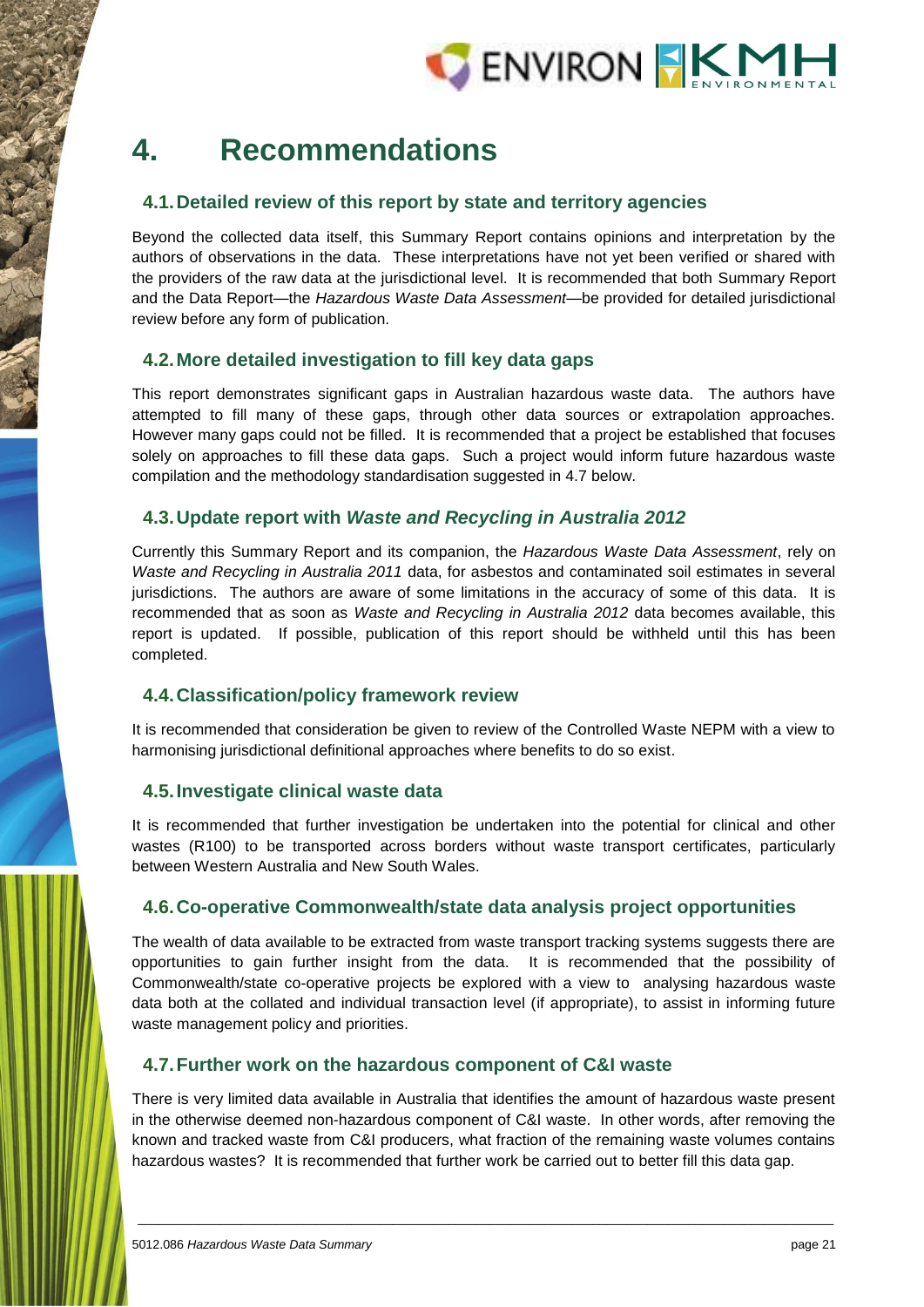# 4. Recommendations

## 4.1. Detailed review of this report by state and territory agencies

Beyond the collected data itself, this Summary Report contains opinions and interpretation by the authors of observations in the data. These interpretations have not yet been verified or shared with the providers of the raw data at the jurisdictional level. It is recommended that both Summary Report and the Data Report—the *Hazardous Waste Data Assessment*—be provided for detailed jurisdictional review before any form of publication.

## 4.2. More detailed investigation to fill key data gaps

This report demonstrates significant gaps in Australian hazardous waste data. The authors have attempted to fill many of these gaps, through other data sources or extrapolation approaches. However many gaps could not be filled. It is recommended that a project be established that focuses solely on approaches to fill these data gaps. Such a project would inform future hazardous waste compilation and the methodology standardisation suggested in 4.7 below.

## 4.3. Update report with *Waste and Recycling in Australia 2012*

Currently this Summary Report and its companion, the *Hazardous Waste Data Assessment*, rely on *Waste and Recycling in Australia 2011* data, for asbestos and contaminated soil estimates in several jurisdictions. The authors are aware of some limitations in the accuracy of some of this data. It is recommended that as soon as *Waste and Recycling in Australia 2012* data becomes available, this report is updated. If possible, publication of this report should be withheld until this has been completed.

## 4.4. Classification/policy framework review

It is recommended that consideration be given to review of the Controlled Waste NEPM with a view to harmonising jurisdictional definitional approaches where benefits to do so exist.

## 4.5. Investigate clinical waste data

It is recommended that further investigation be undertaken into the potential for clinical and other wastes (R100) to be transported across borders without waste transport certificates, particularly between Western Australia and New South Wales.

## 4.6. Co-operative Commonwealth/state data analysis project opportunities

The wealth of data available to be extracted from waste transport tracking systems suggests there are opportunities to gain further insight from the data. It is recommended that the possibility of Commonwealth/state co-operative projects be explored with a view to analysing hazardous waste data both at the collated and individual transaction level (if appropriate), to assist in informing future waste management policy and priorities.

## 4.7. Further work on the hazardous component of C&I waste

There is very limited data available in Australia that identifies the amount of hazardous waste present in the otherwise deemed non-hazardous component of C&I waste. In other words, after removing the known and tracked waste from C&I producers, what fraction of the remaining waste volumes contains hazardous wastes? It is recommended that further work be carried out to better fill this data gap.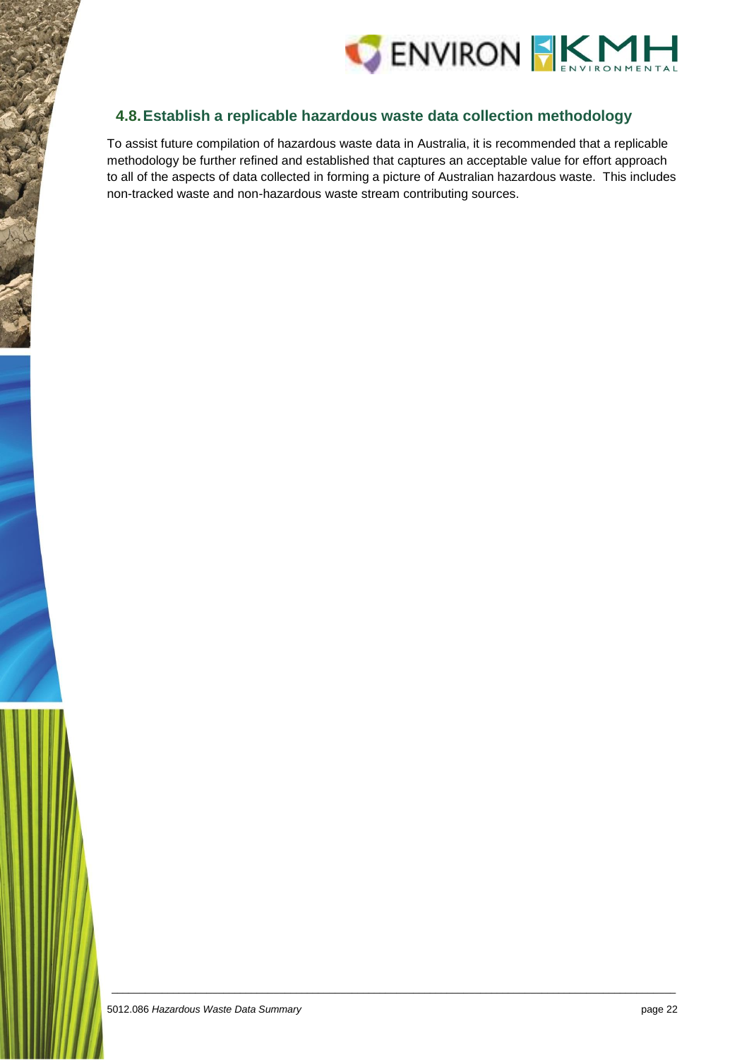## 4.8. Establish a replicable hazardous waste data collection methodology

To assist future compilation of hazardous waste data in Australia, it is recommended that a replicable methodology be further refined and established that captures an acceptable value for effort approach to all of the aspects of data collected in forming a picture of Australian hazardous waste. This includes non-tracked waste and non-hazardous waste stream contributing sources.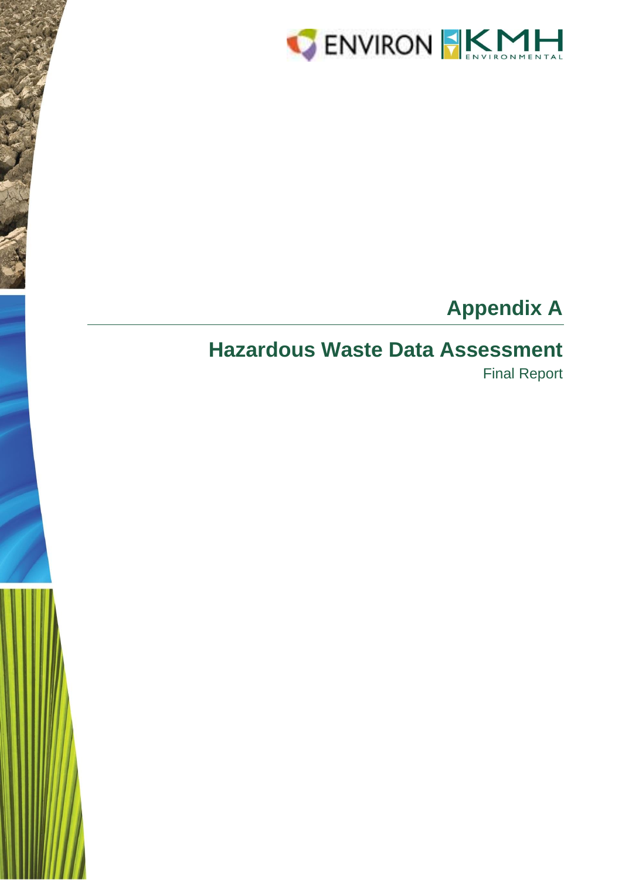# Appendix A

## Hazardous Waste Data Assessment

Final Report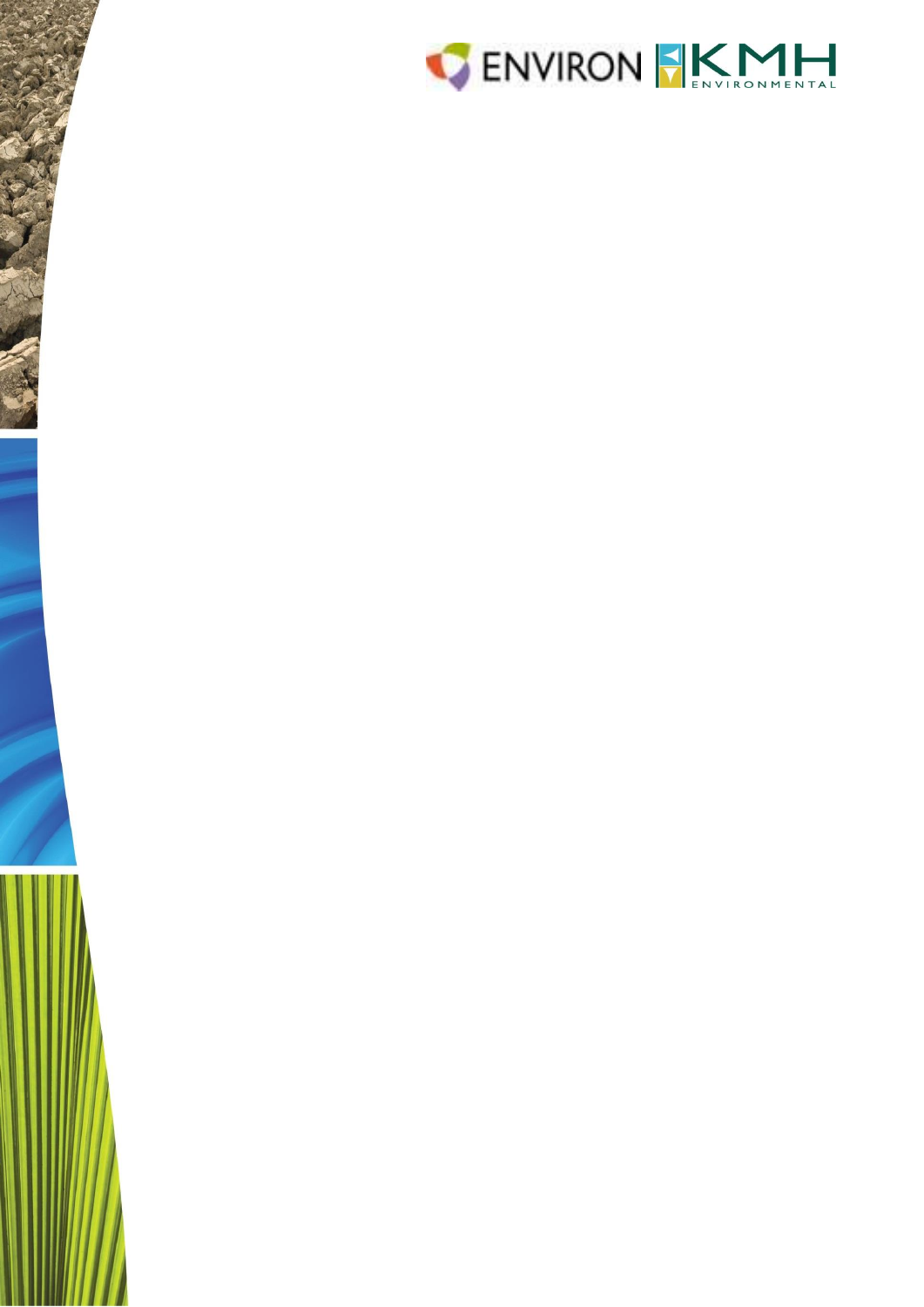ENVIRON KMH ENVIRONMENTAL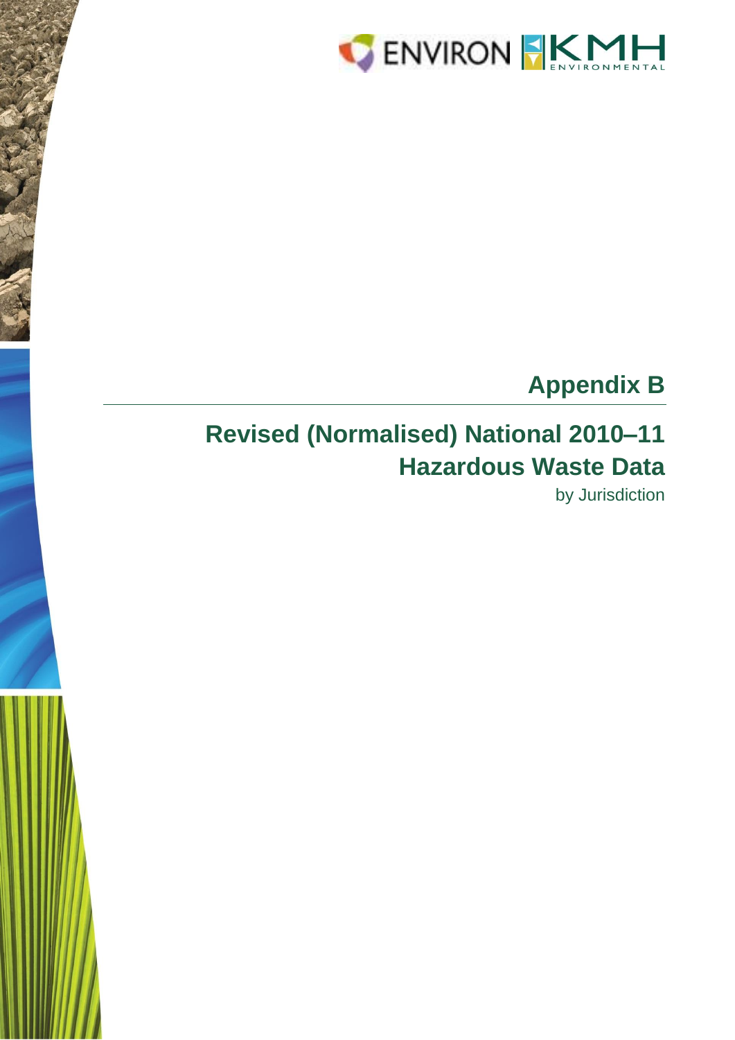# Appendix B

## Revised (Normalised) National 2010–11 Hazardous Waste Data

by Jurisdiction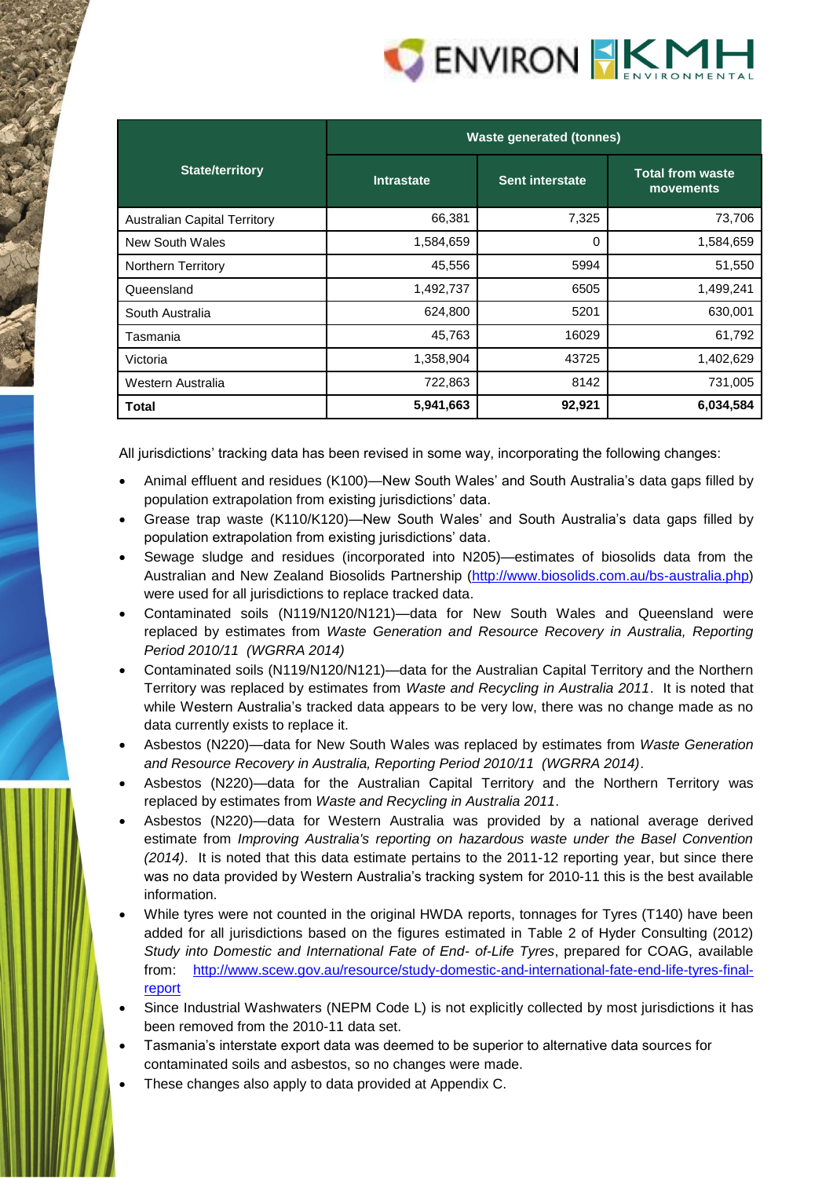| State/territory | Waste generated (tonnes) | | |
|---|---|---|---|
| | Intrastate | Sent interstate | Total from waste movements |
| Australian Capital Territory | 66,381 | 7,325 | 73,706 |
| New South Wales | 1,584,659 | 0 | 1,584,659 |
| Northern Territory | 45,556 | 5994 | 51,550 |
| Queensland | 1,492,737 | 6505 | 1,499,241 |
| South Australia | 624,800 | 5201 | 630,001 |
| Tasmania | 45,763 | 16029 | 61,792 |
| Victoria | 1,358,904 | 43725 | 1,402,629 |
| Western Australia | 722,863 | 8142 | 731,005 |
| **Total** | **5,941,663** | **92,921** | **6,034,584** |

All jurisdictions' tracking data has been revised in some way, incorporating the following changes:

- Animal effluent and residues (K100)—New South Wales' and South Australia's data gaps filled by population extrapolation from existing jurisdictions' data.
- Grease trap waste (K110/K120)—New South Wales' and South Australia's data gaps filled by population extrapolation from existing jurisdictions' data.
- Sewage sludge and residues (incorporated into N205)—estimates of biosolids data from the Australian and New Zealand Biosolids Partnership (http://www.biosolids.com.au/bs-australia.php) were used for all jurisdictions to replace tracked data.
- Contaminated soils (N119/N120/N121)—data for New South Wales and Queensland were replaced by estimates from *Waste Generation and Resource Recovery in Australia, Reporting Period 2010/11 (WGRRA 2014)*
- Contaminated soils (N119/N120/N121)—data for the Australian Capital Territory and the Northern Territory was replaced by estimates from *Waste and Recycling in Australia 2011*. It is noted that while Western Australia's tracked data appears to be very low, there was no change made as no data currently exists to replace it.
- Asbestos (N220)—data for New South Wales was replaced by estimates from *Waste Generation and Resource Recovery in Australia, Reporting Period 2010/11 (WGRRA 2014)*.
- Asbestos (N220)—data for the Australian Capital Territory and the Northern Territory was replaced by estimates from *Waste and Recycling in Australia 2011*.
- Asbestos (N220)—data for Western Australia was provided by a national average derived estimate from *Improving Australia's reporting on hazardous waste under the Basel Convention (2014)*. It is noted that this data estimate pertains to the 2011-12 reporting year, but since there was no data provided by Western Australia's tracking system for 2010-11 this is the best available information.
- While tyres were not counted in the original HWDA reports, tonnages for Tyres (T140) have been added for all jurisdictions based on the figures estimated in Table 2 of Hyder Consulting (2012) *Study into Domestic and International Fate of End- of-Life Tyres*, prepared for COAG, available from: http://www.scew.gov.au/resource/study-domestic-and-international-fate-end-life-tyres-final-report
- Since Industrial Washwaters (NEPM Code L) is not explicitly collected by most jurisdictions it has been removed from the 2010-11 data set.
- Tasmania's interstate export data was deemed to be superior to alternative data sources for contaminated soils and asbestos, so no changes were made.
- These changes also apply to data provided at Appendix C.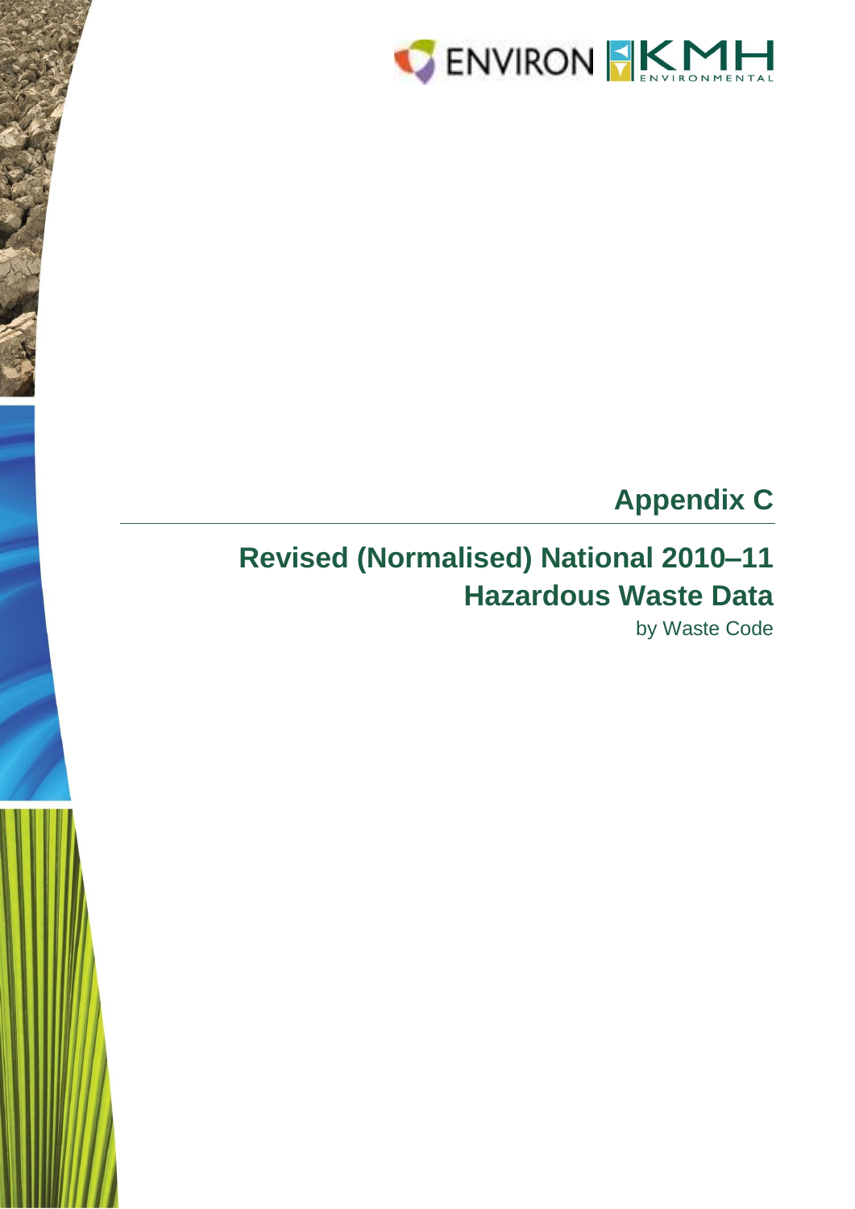# Appendix C

## Revised (Normalised) National 2010–11 Hazardous Waste Data

by Waste Code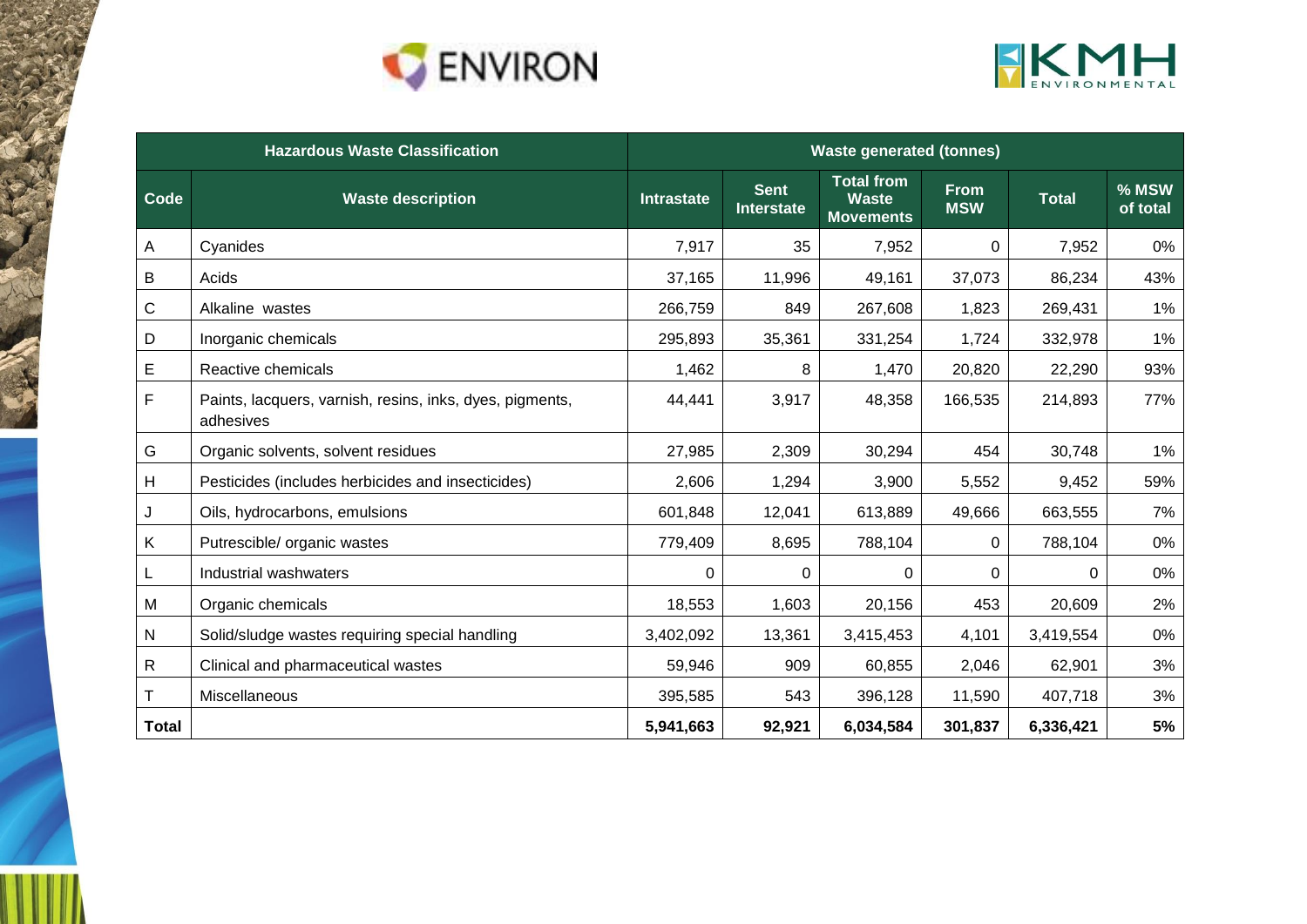| Hazardous Waste Classification | | Waste generated (tonnes) | | | | | |
|---|---|---|---|---|---|---|---|
| **Code** | **Waste description** | **Intrastate** | **Sent Interstate** | **Total from Waste Movements** | **From MSW** | **Total** | **% MSW of total** |
| A | Cyanides | 7,917 | 35 | 7,952 | 0 | 7,952 | 0% |
| B | Acids | 37,165 | 11,996 | 49,161 | 37,073 | 86,234 | 43% |
| C | Alkaline wastes | 266,759 | 849 | 267,608 | 1,823 | 269,431 | 1% |
| D | Inorganic chemicals | 295,893 | 35,361 | 331,254 | 1,724 | 332,978 | 1% |
| E | Reactive chemicals | 1,462 | 8 | 1,470 | 20,820 | 22,290 | 93% |
| F | Paints, lacquers, varnish, resins, inks, dyes, pigments, adhesives | 44,441 | 3,917 | 48,358 | 166,535 | 214,893 | 77% |
| G | Organic solvents, solvent residues | 27,985 | 2,309 | 30,294 | 454 | 30,748 | 1% |
| H | Pesticides (includes herbicides and insecticides) | 2,606 | 1,294 | 3,900 | 5,552 | 9,452 | 59% |
| J | Oils, hydrocarbons, emulsions | 601,848 | 12,041 | 613,889 | 49,666 | 663,555 | 7% |
| K | Putrescible/ organic wastes | 779,409 | 8,695 | 788,104 | 0 | 788,104 | 0% |
| L | Industrial washwaters | 0 | 0 | 0 | 0 | 0 | 0% |
| M | Organic chemicals | 18,553 | 1,603 | 20,156 | 453 | 20,609 | 2% |
| N | Solid/sludge wastes requiring special handling | 3,402,092 | 13,361 | 3,415,453 | 4,101 | 3,419,554 | 0% |
| R | Clinical and pharmaceutical wastes | 59,946 | 909 | 60,855 | 2,046 | 62,901 | 3% |
| T | Miscellaneous | 395,585 | 543 | 396,128 | 11,590 | 407,718 | 3% |
| **Total** | | **5,941,663** | **92,921** | **6,034,584** | **301,837** | **6,336,421** | **5%** |